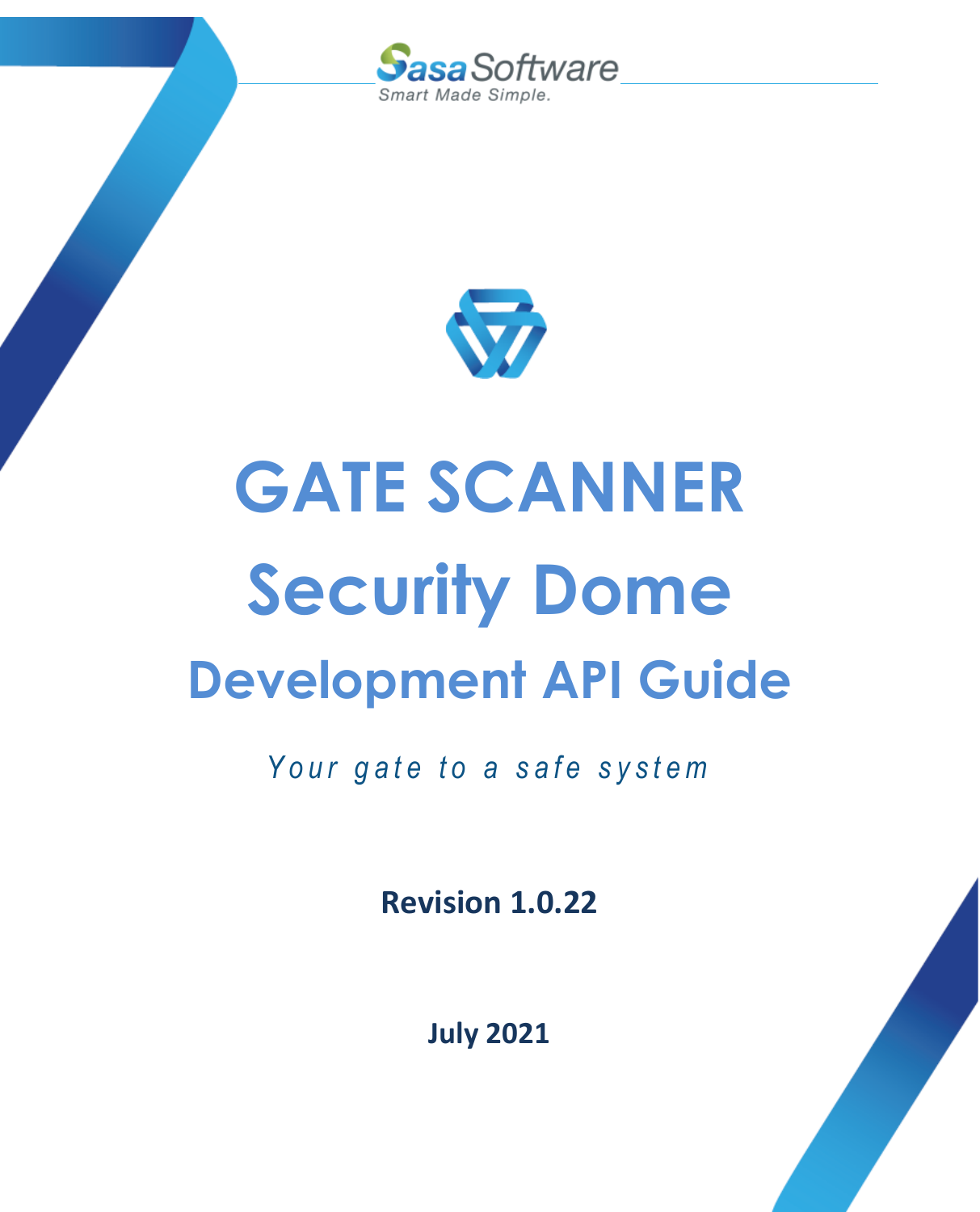SasaSoftware

*Smart Made Simple.*

# GATE SCANNER

# Security Dome

## Development API Guide

*Your gate to a safe system*

**Revision 1.0.22**

**July 2021**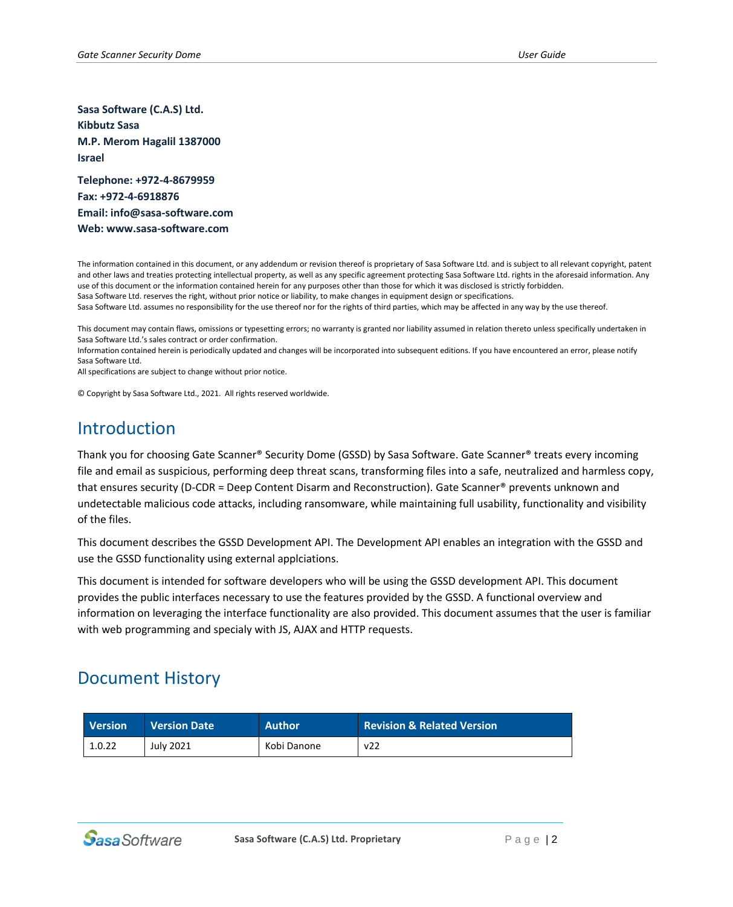**Sasa Software (C.A.S) Ltd.**
**Kibbutz Sasa**
**M.P. Merom Hagalil 1387000**
**Israel**

**Telephone: +972-4-8679959**
**Fax: +972-4-6918876**
**Email: info@sasa-software.com**
**Web: www.sasa-software.com**

The information contained in this document, or any addendum or revision thereof is proprietary of Sasa Software Ltd. and is subject to all relevant copyright, patent and other laws and treaties protecting intellectual property, as well as any specific agreement protecting Sasa Software Ltd. rights in the aforesaid information. Any use of this document or the information contained herein for any purposes other than those for which it was disclosed is strictly forbidden.
Sasa Software Ltd. reserves the right, without prior notice or liability, to make changes in equipment design or specifications.
Sasa Software Ltd. assumes no responsibility for the use thereof nor for the rights of third parties, which may be affected in any way by the use thereof.

This document may contain flaws, omissions or typesetting errors; no warranty is granted nor liability assumed in relation thereto unless specifically undertaken in Sasa Software Ltd.'s sales contract or order confirmation.
Information contained herein is periodically updated and changes will be incorporated into subsequent editions. If you have encountered an error, please notify Sasa Software Ltd.
All specifications are subject to change without prior notice.

© Copyright by Sasa Software Ltd., 2021. All rights reserved worldwide.

# Introduction

Thank you for choosing Gate Scanner® Security Dome (GSSD) by Sasa Software. Gate Scanner® treats every incoming file and email as suspicious, performing deep threat scans, transforming files into a safe, neutralized and harmless copy, that ensures security (D-CDR = Deep Content Disarm and Reconstruction). Gate Scanner® prevents unknown and undetectable malicious code attacks, including ransomware, while maintaining full usability, functionality and visibility of the files.

This document describes the GSSD Development API. The Development API enables an integration with the GSSD and use the GSSD functionality using external applciations.

This document is intended for software developers who will be using the GSSD development API. This document provides the public interfaces necessary to use the features provided by the GSSD. A functional overview and information on leveraging the interface functionality are also provided. This document assumes that the user is familiar with web programming and specialy with JS, AJAX and HTTP requests.

# Document History

| Version | Version Date | Author | Revision & Related Version |
|---|---|---|---|
| 1.0.22 | July 2021 | Kobi Danone | v22 |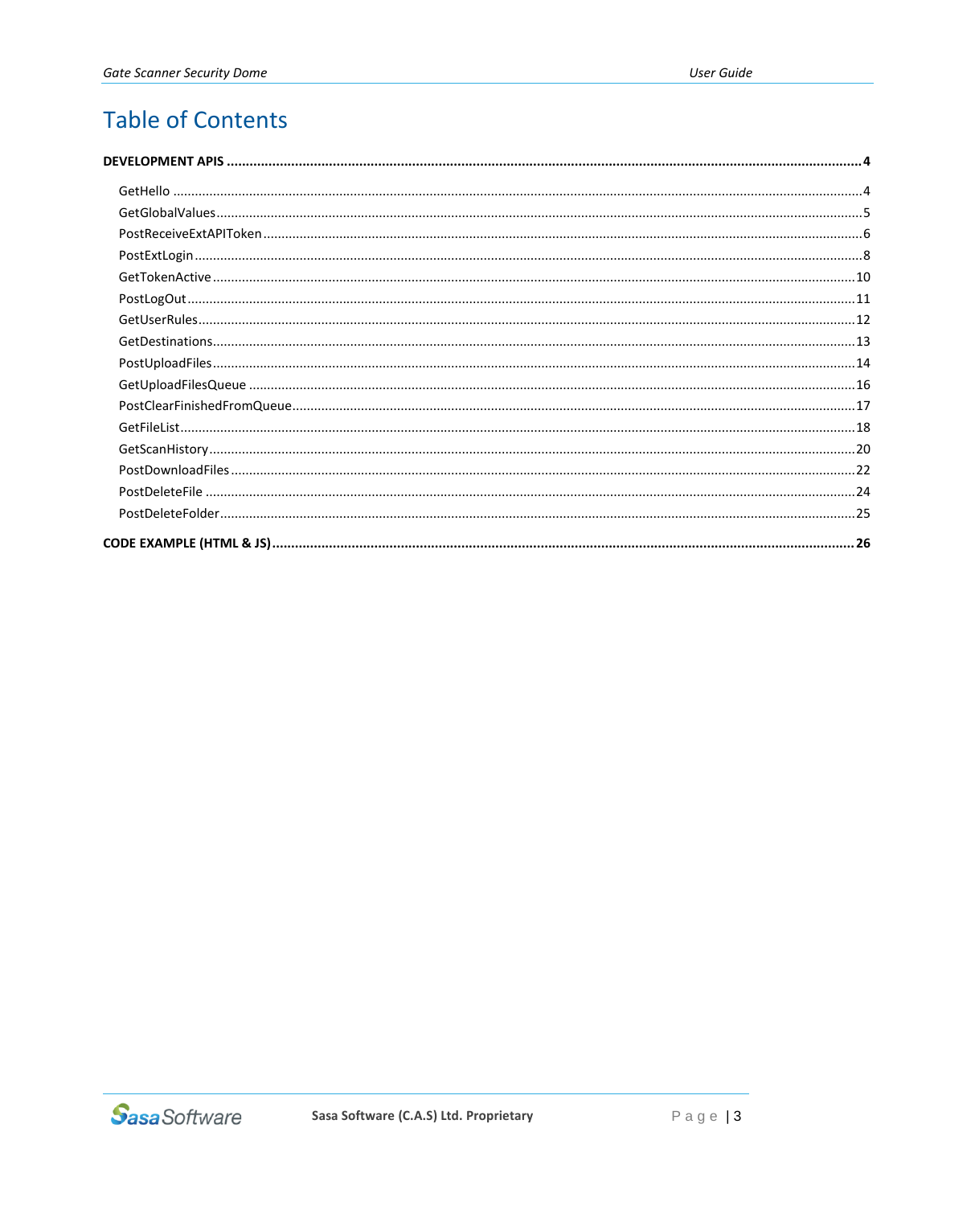# Table of Contents

**DEVELOPMENT APIS** .......... **4**

- GetHello .......... 4
- GetGlobalValues .......... 5
- PostReceiveExtAPIToken .......... 6
- PostExtLogin .......... 8
- GetTokenActive .......... 10
- PostLogOut .......... 11
- GetUserRules .......... 12
- GetDestinations .......... 13
- PostUploadFiles .......... 14
- GetUploadFilesQueue .......... 16
- PostClearFinishedFromQueue .......... 17
- GetFileList .......... 18
- GetScanHistory .......... 20
- PostDownloadFiles .......... 22
- PostDeleteFile .......... 24
- PostDeleteFolder .......... 25

**CODE EXAMPLE (HTML & JS)** .......... **26**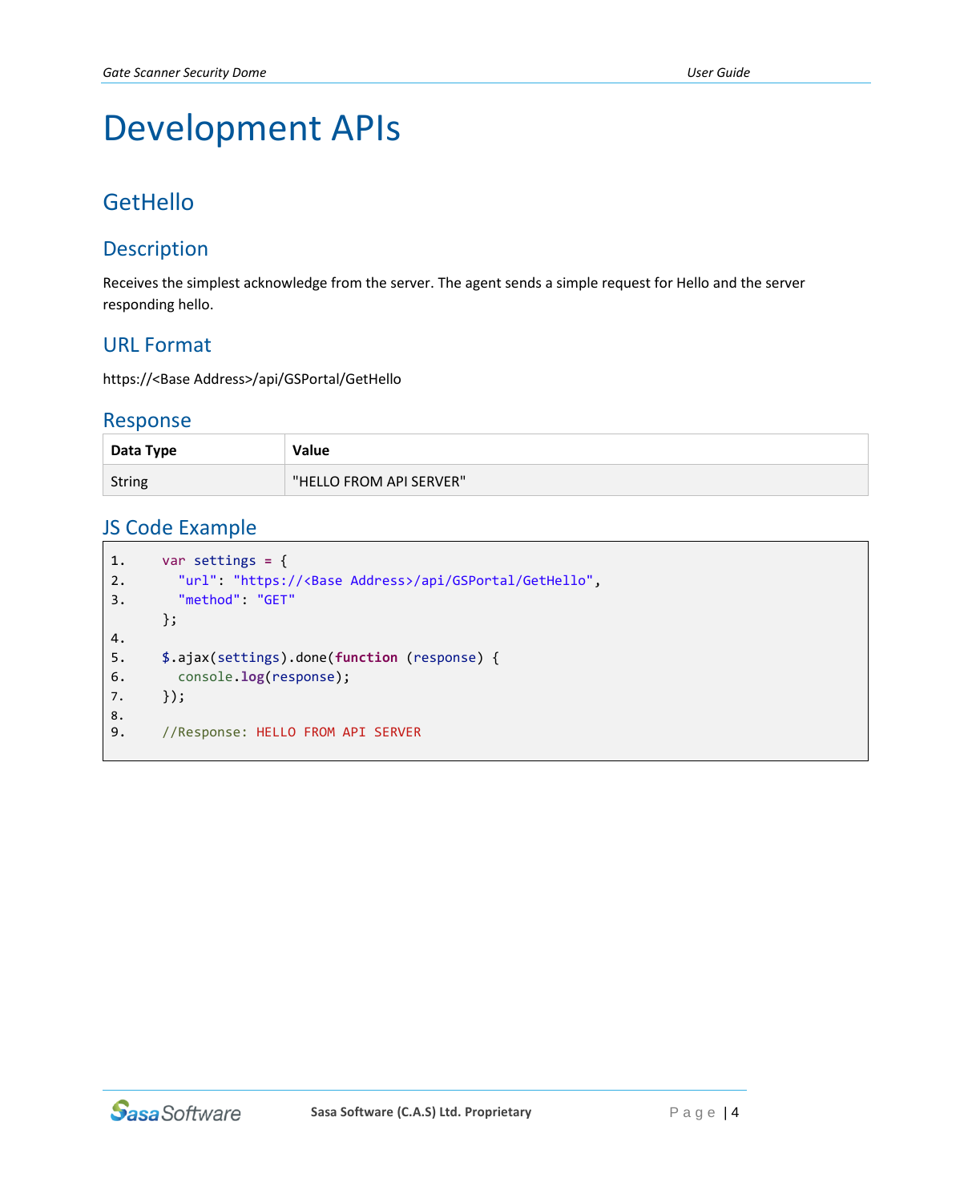# Development APIs

## GetHello

### Description

Receives the simplest acknowledge from the server. The agent sends a simple request for Hello and the server responding hello.

### URL Format

https://<Base Address>/api/GSPortal/GetHello

### Response

| Data Type | Value |
|---|---|
| String | "HELLO FROM API SERVER" |

### JS Code Example

```
1.    var settings = {
2.      "url": "https://<Base Address>/api/GSPortal/GetHello",
3.      "method": "GET"
      };
4.
5.    $.ajax(settings).done(function (response) {
6.      console.log(response);
7.    });
8.
9.    //Response: HELLO FROM API SERVER
```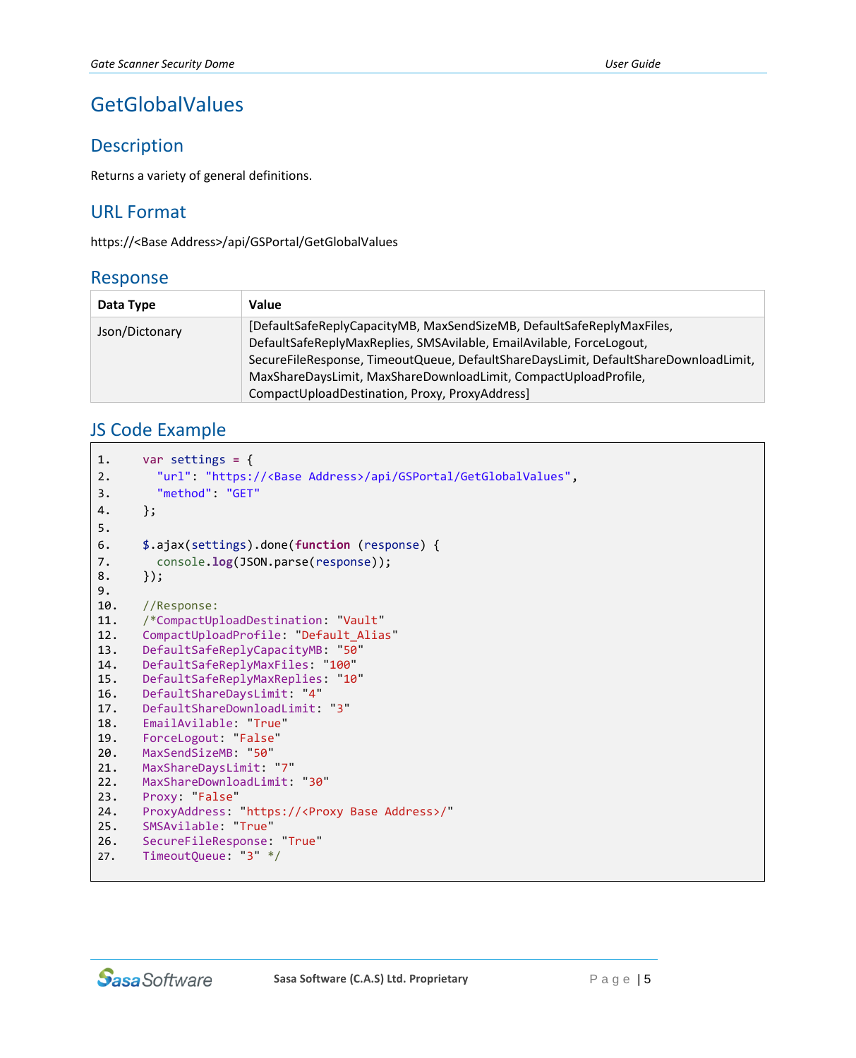# GetGlobalValues

## Description

Returns a variety of general definitions.

## URL Format

https://<Base Address>/api/GSPortal/GetGlobalValues

## Response

| Data Type | Value |
|---|---|
| Json/Dictonary | [DefaultSafeReplyCapacityMB, MaxSendSizeMB, DefaultSafeReplyMaxFiles, DefaultSafeReplyMaxReplies, SMSAvilable, EmailAvilable, ForceLogout, SecureFileResponse, TimeoutQueue, DefaultShareDaysLimit, DefaultShareDownloadLimit, MaxShareDaysLimit, MaxShareDownloadLimit, CompactUploadProfile, CompactUploadDestination, Proxy, ProxyAddress] |

## JS Code Example

```
1.    var settings = {
2.      "url": "https://<Base Address>/api/GSPortal/GetGlobalValues",
3.      "method": "GET"
4.    };
5.
6.    $.ajax(settings).done(function (response) {
7.      console.log(JSON.parse(response));
8.    });
9.
10.   //Response:
11.   /*CompactUploadDestination: "Vault"
12.   CompactUploadProfile: "Default_Alias"
13.   DefaultSafeReplyCapacityMB: "50"
14.   DefaultSafeReplyMaxFiles: "100"
15.   DefaultSafeReplyMaxReplies: "10"
16.   DefaultShareDaysLimit: "4"
17.   DefaultShareDownloadLimit: "3"
18.   EmailAvilable: "True"
19.   ForceLogout: "False"
20.   MaxSendSizeMB: "50"
21.   MaxShareDaysLimit: "7"
22.   MaxShareDownloadLimit: "30"
23.   Proxy: "False"
24.   ProxyAddress: "https://<Proxy Base Address>/"
25.   SMSAvilable: "True"
26.   SecureFileResponse: "True"
27.   TimeoutQueue: "3" */
```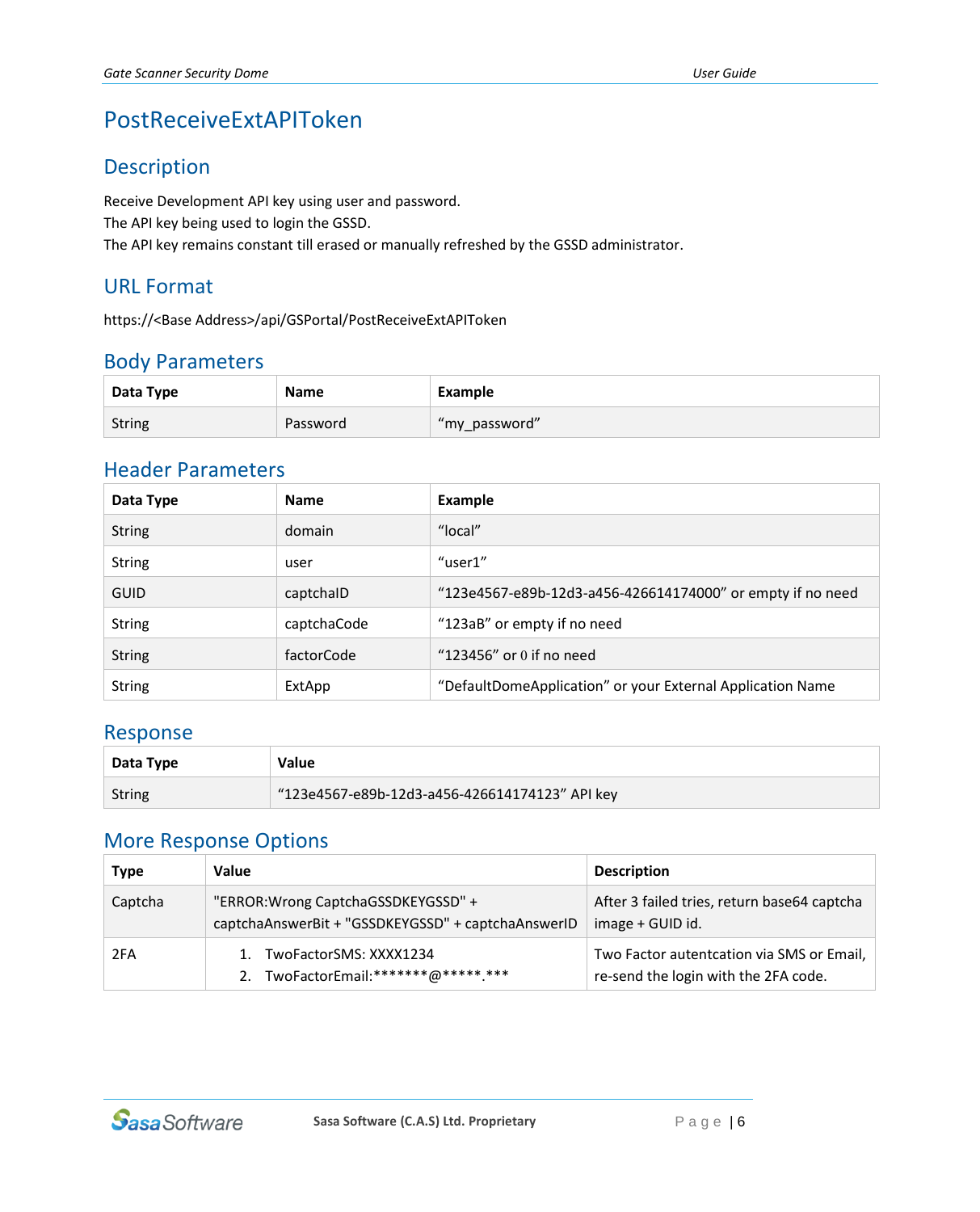# PostReceiveExtAPIToken

## Description

Receive Development API key using user and password.
The API key being used to login the GSSD.
The API key remains constant till erased or manually refreshed by the GSSD administrator.

## URL Format

https://<Base Address>/api/GSPortal/PostReceiveExtAPIToken

## Body Parameters

| Data Type | Name | Example |
|---|---|---|
| String | Password | "my_password" |

## Header Parameters

| Data Type | Name | Example |
|---|---|---|
| String | domain | "local" |
| String | user | "user1" |
| GUID | captchaID | "123e4567-e89b-12d3-a456-426614174000" or empty if no need |
| String | captchaCode | "123aB" or empty if no need |
| String | factorCode | "123456" or 0 if no need |
| String | ExtApp | "DefaultDomeApplication" or your External Application Name |

## Response

| Data Type | Value |
|---|---|
| String | "123e4567-e89b-12d3-a456-426614174123" API key |

## More Response Options

| Type | Value | Description |
|---|---|---|
| Captcha | "ERROR:Wrong CaptchaGSSDKEYGSSD" + captchaAnswerBit + "GSSDKEYGSSD" + captchaAnswerID | After 3 failed tries, return base64 captcha image + GUID id. |
| 2FA | 1. TwoFactorSMS: XXXX1234<br>2. TwoFactorEmail:*******@*****.*** | Two Factor autentcation via SMS or Email, re-send the login with the 2FA code. |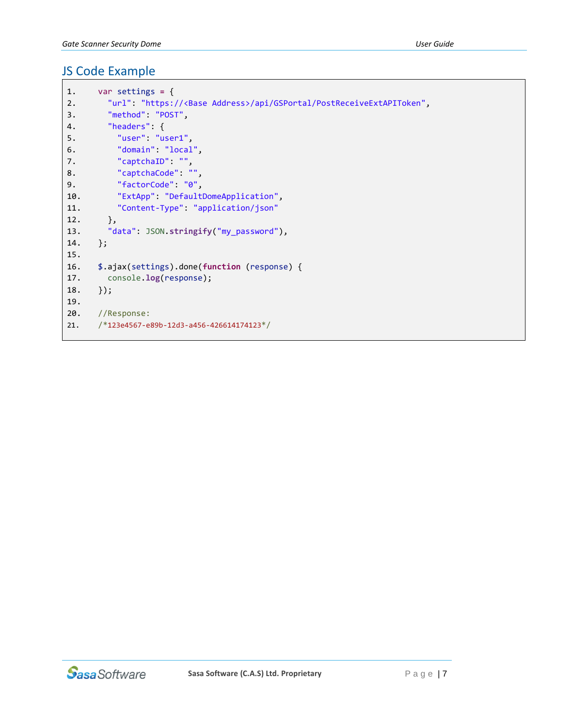## JS Code Example

```
1.    var settings = {
2.      "url": "https://<Base Address>/api/GSPortal/PostReceiveExtAPIToken",
3.      "method": "POST",
4.      "headers": {
5.        "user": "user1",
6.        "domain": "local",
7.        "captchaID": "",
8.        "captchaCode": "",
9.        "factorCode": "0",
10.       "ExtApp": "DefaultDomeApplication",
11.       "Content-Type": "application/json"
12.     },
13.     "data": JSON.stringify("my_password"),
14.   };
15.
16.   $.ajax(settings).done(function (response) {
17.     console.log(response);
18.   });
19.
20.   //Response:
21.   /*123e4567-e89b-12d3-a456-426614174123*/
```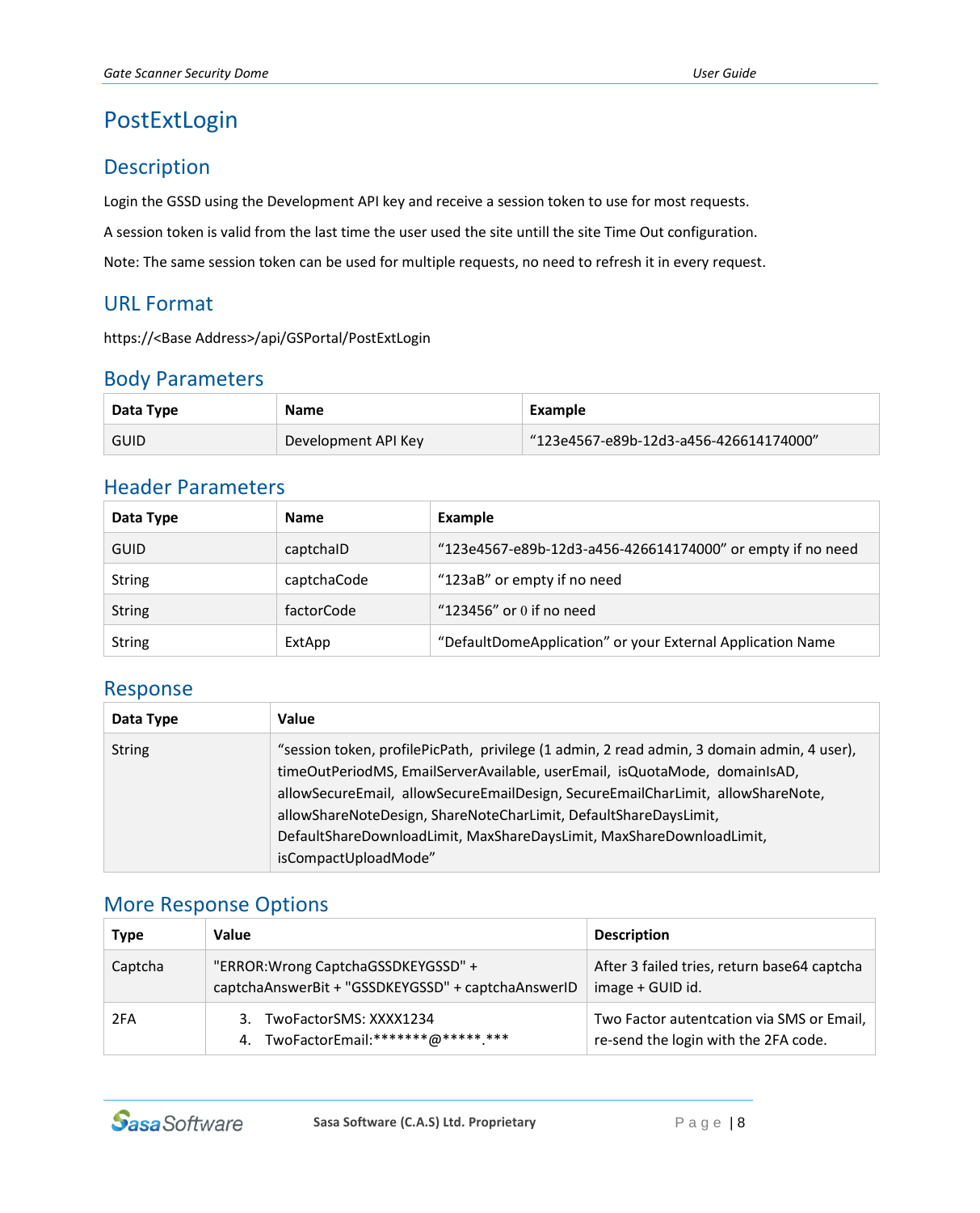# PostExtLogin

## Description

Login the GSSD using the Development API key and receive a session token to use for most requests.

A session token is valid from the last time the user used the site untill the site Time Out configuration.

Note: The same session token can be used for multiple requests, no need to refresh it in every request.

## URL Format

https://<Base Address>/api/GSPortal/PostExtLogin

## Body Parameters

| Data Type | Name | Example |
|---|---|---|
| GUID | Development API Key | “123e4567-e89b-12d3-a456-426614174000” |

## Header Parameters

| Data Type | Name | Example |
|---|---|---|
| GUID | captchaID | “123e4567-e89b-12d3-a456-426614174000” or empty if no need |
| String | captchaCode | “123aB” or empty if no need |
| String | factorCode | “123456” or 0 if no need |
| String | ExtApp | “DefaultDomeApplication” or your External Application Name |

## Response

| Data Type | Value |
|---|---|
| String | “session token, profilePicPath, privilege (1 admin, 2 read admin, 3 domain admin, 4 user), timeOutPeriodMS, EmailServerAvailable, userEmail, isQuotaMode, domainIsAD, allowSecureEmail, allowSecureEmailDesign, SecureEmailCharLimit, allowShareNote, allowShareNoteDesign, ShareNoteCharLimit, DefaultShareDaysLimit, DefaultShareDownloadLimit, MaxShareDaysLimit, MaxShareDownloadLimit, isCompactUploadMode” |

## More Response Options

| Type | Value | Description |
|---|---|---|
| Captcha | "ERROR:Wrong CaptchaGSSDKEYGSSD" + captchaAnswerBit + "GSSDKEYGSSD" + captchaAnswerID | After 3 failed tries, return base64 captcha image + GUID id. |
| 2FA | 3. TwoFactorSMS: XXXX1234<br>4. TwoFactorEmail:*******@*****.*** | Two Factor autentcation via SMS or Email, re-send the login with the 2FA code. |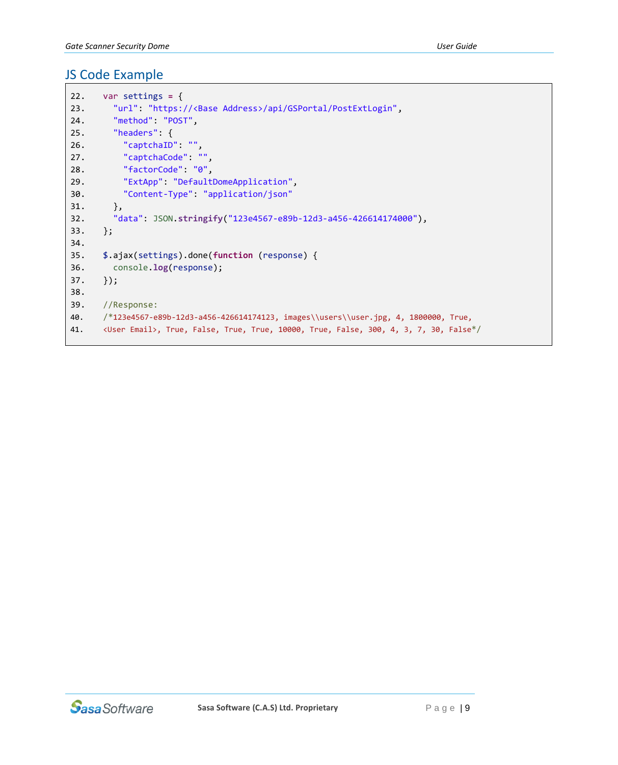## JS Code Example

```
22.    var settings = {
23.      "url": "https://<Base Address>/api/GSPortal/PostExtLogin",
24.      "method": "POST",
25.      "headers": {
26.        "captchaID": "",
27.        "captchaCode": "",
28.        "factorCode": "0",
29.        "ExtApp": "DefaultDomeApplication",
30.        "Content-Type": "application/json"
31.      },
32.      "data": JSON.stringify("123e4567-e89b-12d3-a456-426614174000"),
33.    };
34.
35.    $.ajax(settings).done(function (response) {
36.      console.log(response);
37.    });
38.
39.    //Response:
40.    /*123e4567-e89b-12d3-a456-426614174123, images\\users\\user.jpg, 4, 1800000, True,
41.    <User Email>, True, False, True, True, 10000, True, False, 300, 4, 3, 7, 30, False*/
```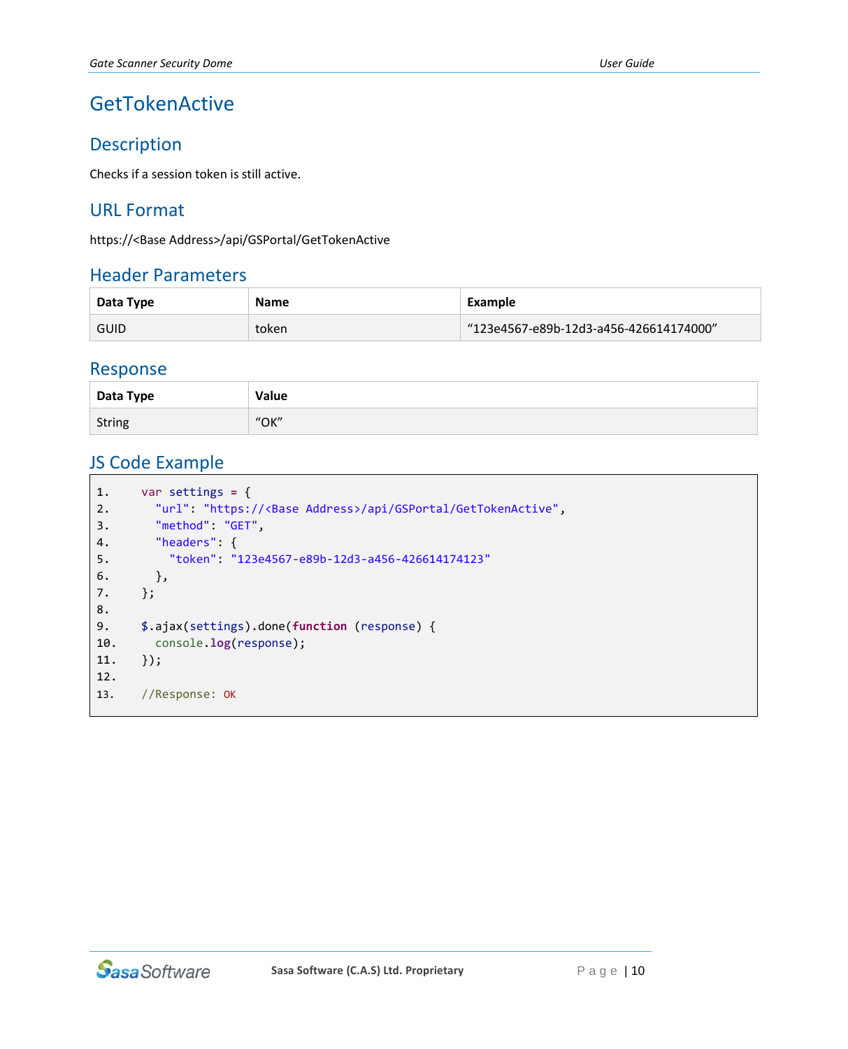# GetTokenActive

## Description

Checks if a session token is still active.

## URL Format

https://<Base Address>/api/GSPortal/GetTokenActive

## Header Parameters

| Data Type | Name | Example |
|---|---|---|
| GUID | token | “123e4567-e89b-12d3-a456-426614174000” |

## Response

| Data Type | Value |
|---|---|
| String | “OK” |

## JS Code Example

```
1.    var settings = {
2.      "url": "https://<Base Address>/api/GSPortal/GetTokenActive",
3.      "method": "GET",
4.      "headers": {
5.        "token": "123e4567-e89b-12d3-a456-426614174123"
6.      },
7.    };
8.
9.    $.ajax(settings).done(function (response) {
10.     console.log(response);
11.   });
12.
13.   //Response: OK
```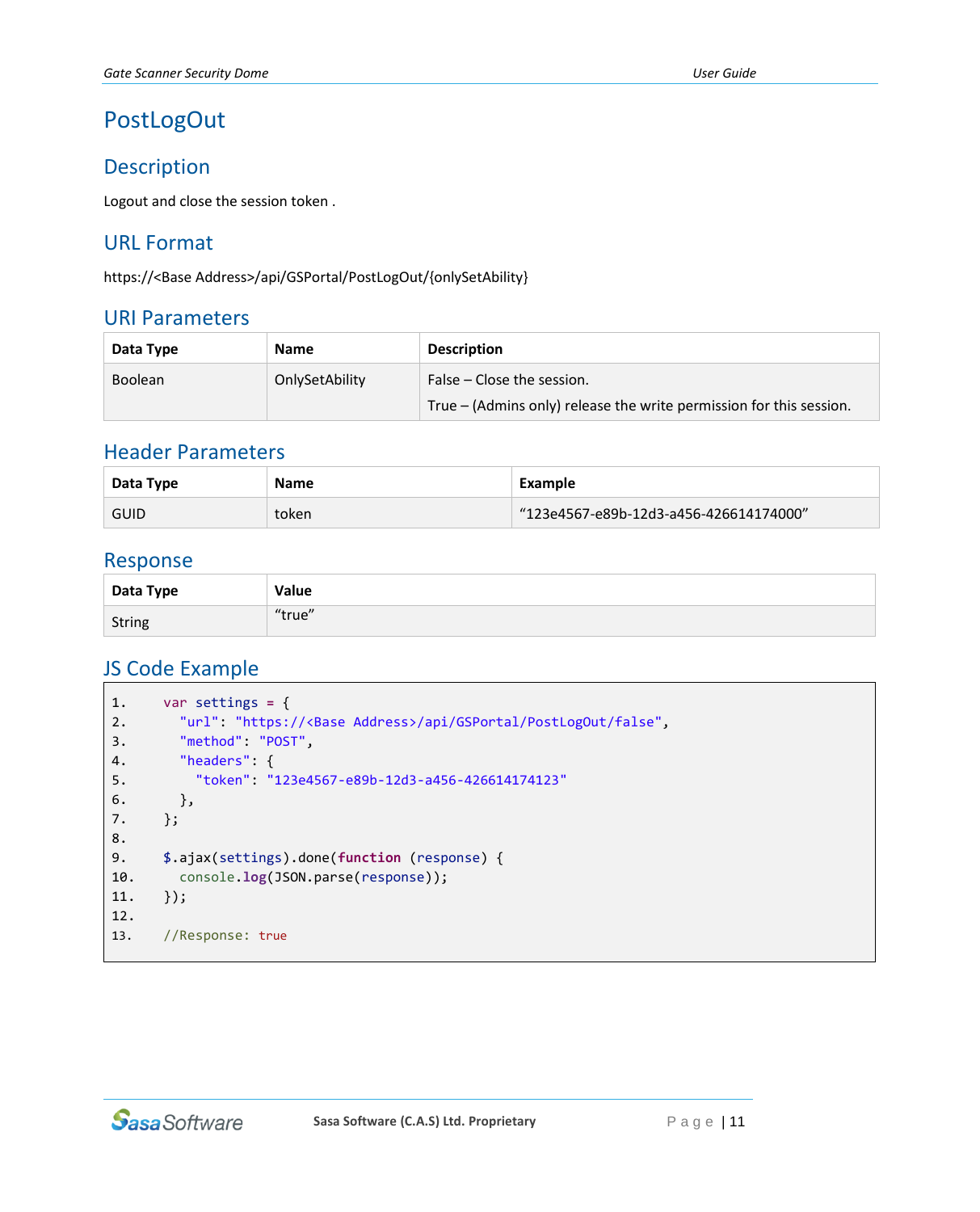# PostLogOut

## Description

Logout and close the session token .

## URL Format

https://<Base Address>/api/GSPortal/PostLogOut/{onlySetAbility}

## URI Parameters

| Data Type | Name | Description |
|---|---|---|
| Boolean | OnlySetAbility | False – Close the session.<br>True – (Admins only) release the write permission for this session. |

## Header Parameters

| Data Type | Name | Example |
|---|---|---|
| GUID | token | “123e4567-e89b-12d3-a456-426614174000” |

## Response

| Data Type | Value |
|---|---|
| String | “true” |

## JS Code Example

```
1.     var settings = {
2.       "url": "https://<Base Address>/api/GSPortal/PostLogOut/false",
3.       "method": "POST",
4.       "headers": {
5.         "token": "123e4567-e89b-12d3-a456-426614174123"
6.       },
7.     };
8.
9.     $.ajax(settings).done(function (response) {
10.      console.log(JSON.parse(response));
11.    });
12.
13.    //Response: true
```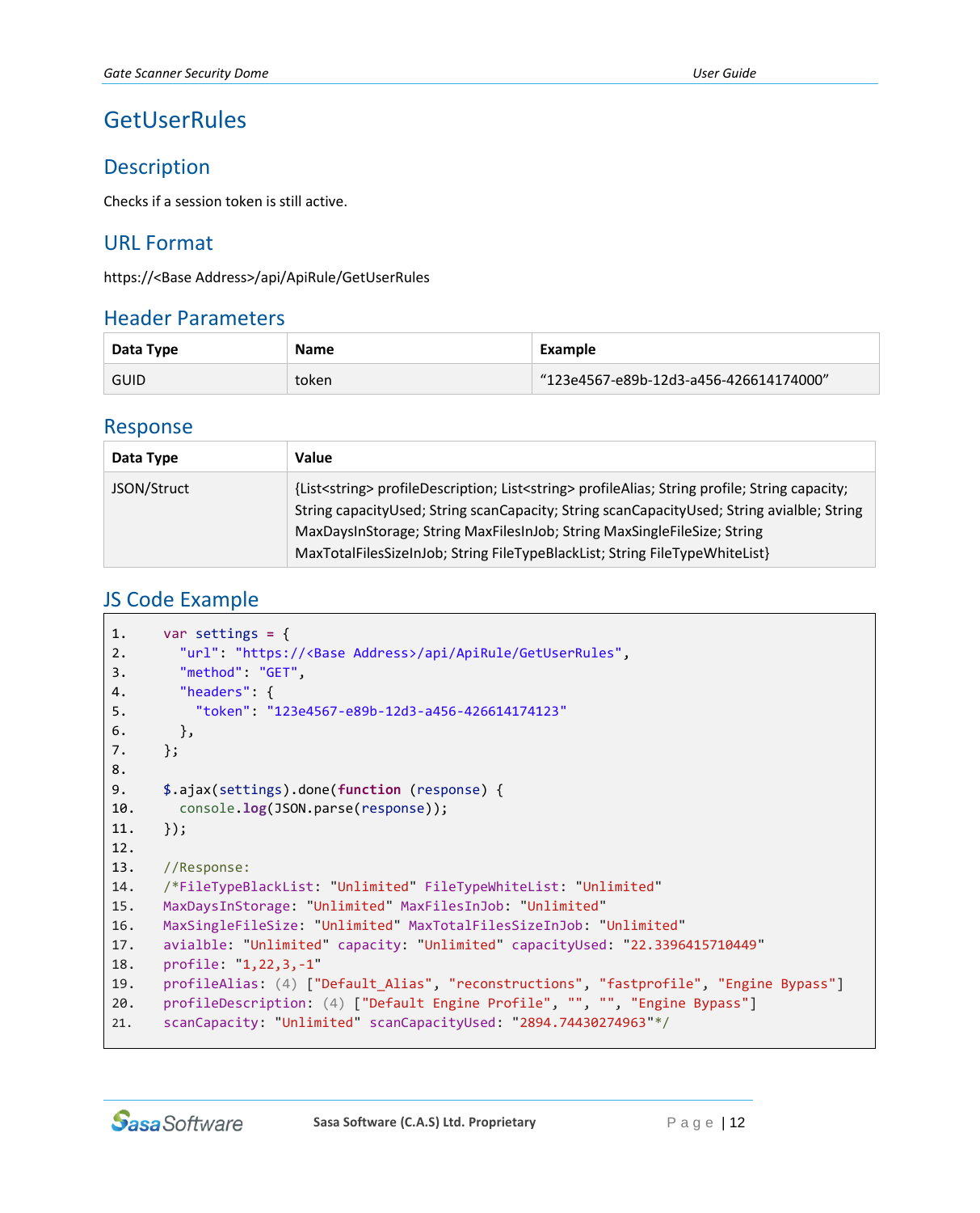# GetUserRules

## Description

Checks if a session token is still active.

## URL Format

https://<Base Address>/api/ApiRule/GetUserRules

## Header Parameters

| Data Type | Name | Example |
|---|---|---|
| GUID | token | “123e4567-e89b-12d3-a456-426614174000” |

## Response

| Data Type | Value |
|---|---|
| JSON/Struct | {List<string> profileDescription; List<string> profileAlias; String profile; String capacity; String capacityUsed; String scanCapacity; String scanCapacityUsed; String avialble; String MaxDaysInStorage; String MaxFilesInJob; String MaxSingleFileSize; String MaxTotalFilesSizeInJob; String FileTypeBlackList; String FileTypeWhiteList} |

## JS Code Example

```
1.    var settings = {
2.      "url": "https://<Base Address>/api/ApiRule/GetUserRules",
3.      "method": "GET",
4.      "headers": {
5.        "token": "123e4567-e89b-12d3-a456-426614174123"
6.      },
7.    };
8.
9.    $.ajax(settings).done(function (response) {
10.     console.log(JSON.parse(response));
11.   });
12.
13.   //Response:
14.   /*FileTypeBlackList: "Unlimited" FileTypeWhiteList: "Unlimited"
15.   MaxDaysInStorage: "Unlimited" MaxFilesInJob: "Unlimited"
16.   MaxSingleFileSize: "Unlimited" MaxTotalFilesSizeInJob: "Unlimited"
17.   avialble: "Unlimited" capacity: "Unlimited" capacityUsed: "22.3396415710449"
18.   profile: "1,22,3,-1"
19.   profileAlias: (4) ["Default_Alias", "reconstructions", "fastprofile", "Engine Bypass"]
20.   profileDescription: (4) ["Default Engine Profile", "", "", "Engine Bypass"]
21.   scanCapacity: "Unlimited" scanCapacityUsed: "2894.74430274963"*/
```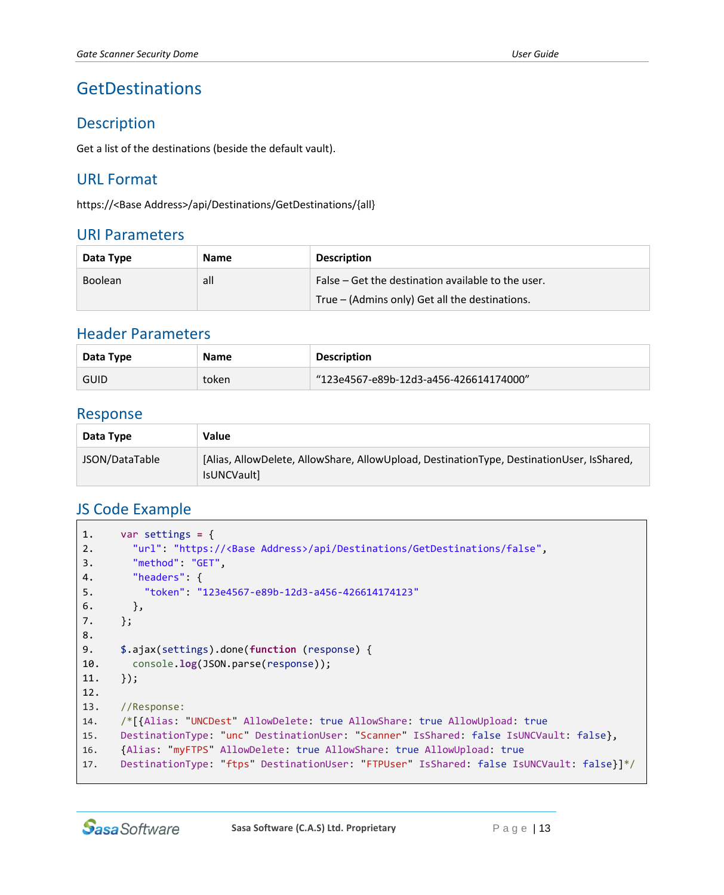# GetDestinations

## Description

Get a list of the destinations (beside the default vault).

## URL Format

https://<Base Address>/api/Destinations/GetDestinations/{all}

## URI Parameters

| Data Type | Name | Description |
|---|---|---|
| Boolean | all | False – Get the destination available to the user.<br>True – (Admins only) Get all the destinations. |

## Header Parameters

| Data Type | Name | Description |
|---|---|---|
| GUID | token | “123e4567-e89b-12d3-a456-426614174000” |

## Response

| Data Type | Value |
|---|---|
| JSON/DataTable | [Alias, AllowDelete, AllowShare, AllowUpload, DestinationType, DestinationUser, IsShared, IsUNCVault] |

## JS Code Example

```
1.     var settings = {
2.       "url": "https://<Base Address>/api/Destinations/GetDestinations/false",
3.       "method": "GET",
4.       "headers": {
5.         "token": "123e4567-e89b-12d3-a456-426614174123"
6.       },
7.     };
8.
9.     $.ajax(settings).done(function (response) {
10.      console.log(JSON.parse(response));
11.    });
12.
13.    //Response:
14.    /*[{Alias: "UNCDest" AllowDelete: true AllowShare: true AllowUpload: true
15.    DestinationType: "unc" DestinationUser: "Scanner" IsShared: false IsUNCVault: false},
16.    {Alias: "myFTPS" AllowDelete: true AllowShare: true AllowUpload: true
17.    DestinationType: "ftps" DestinationUser: "FTPUser" IsShared: false IsUNCVault: false}]*/
```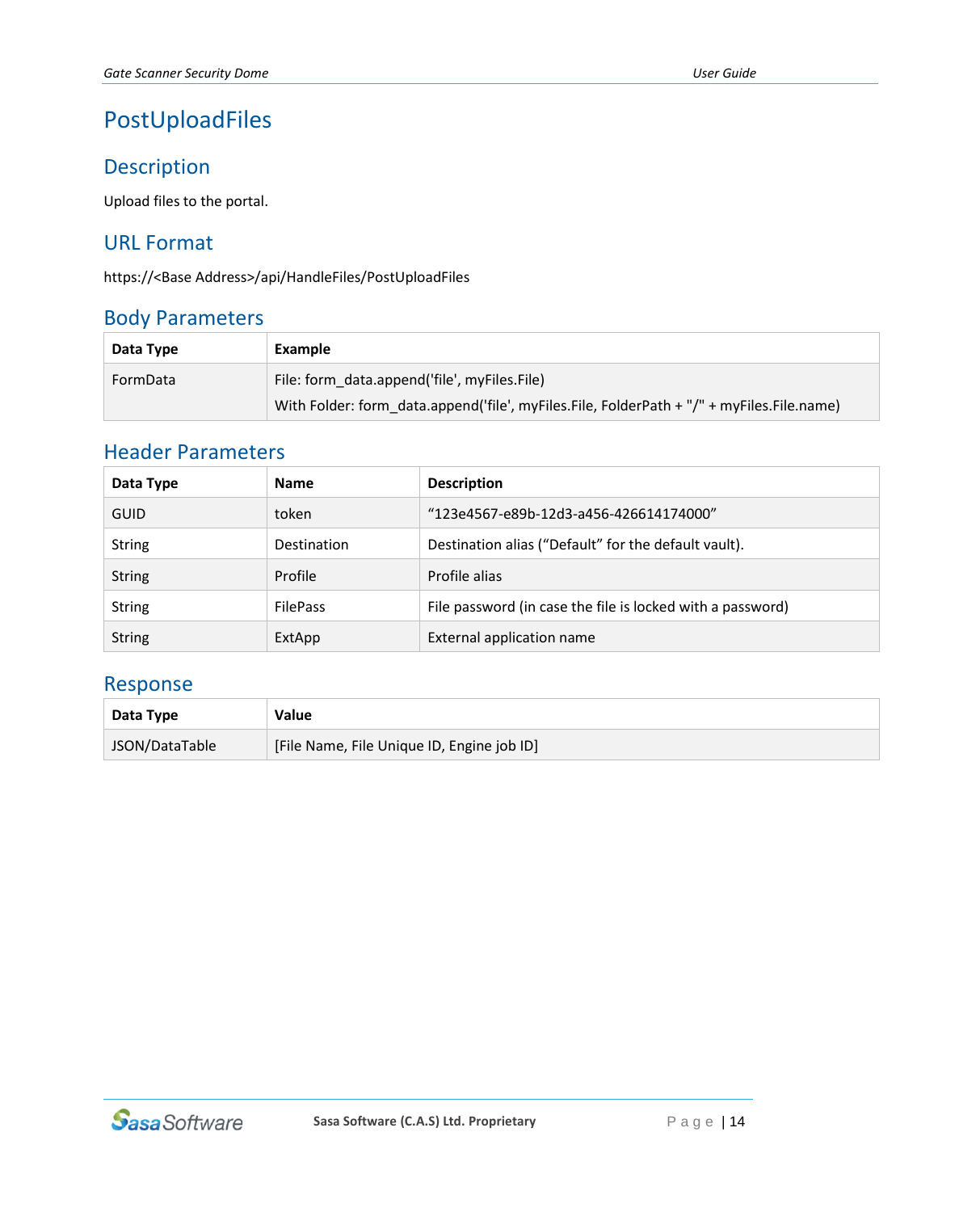# PostUploadFiles

## Description

Upload files to the portal.

## URL Format

https://<Base Address>/api/HandleFiles/PostUploadFiles

## Body Parameters

| Data Type | Example |
| --- | --- |
| FormData | File: form_data.append('file', myFiles.File)<br>With Folder: form_data.append('file', myFiles.File, FolderPath + "/" + myFiles.File.name) |

## Header Parameters

| Data Type | Name | Description |
| --- | --- | --- |
| GUID | token | “123e4567-e89b-12d3-a456-426614174000” |
| String | Destination | Destination alias (“Default” for the default vault). |
| String | Profile | Profile alias |
| String | FilePass | File password (in case the file is locked with a password) |
| String | ExtApp | External application name |

## Response

| Data Type | Value |
| --- | --- |
| JSON/DataTable | [File Name, File Unique ID, Engine job ID] |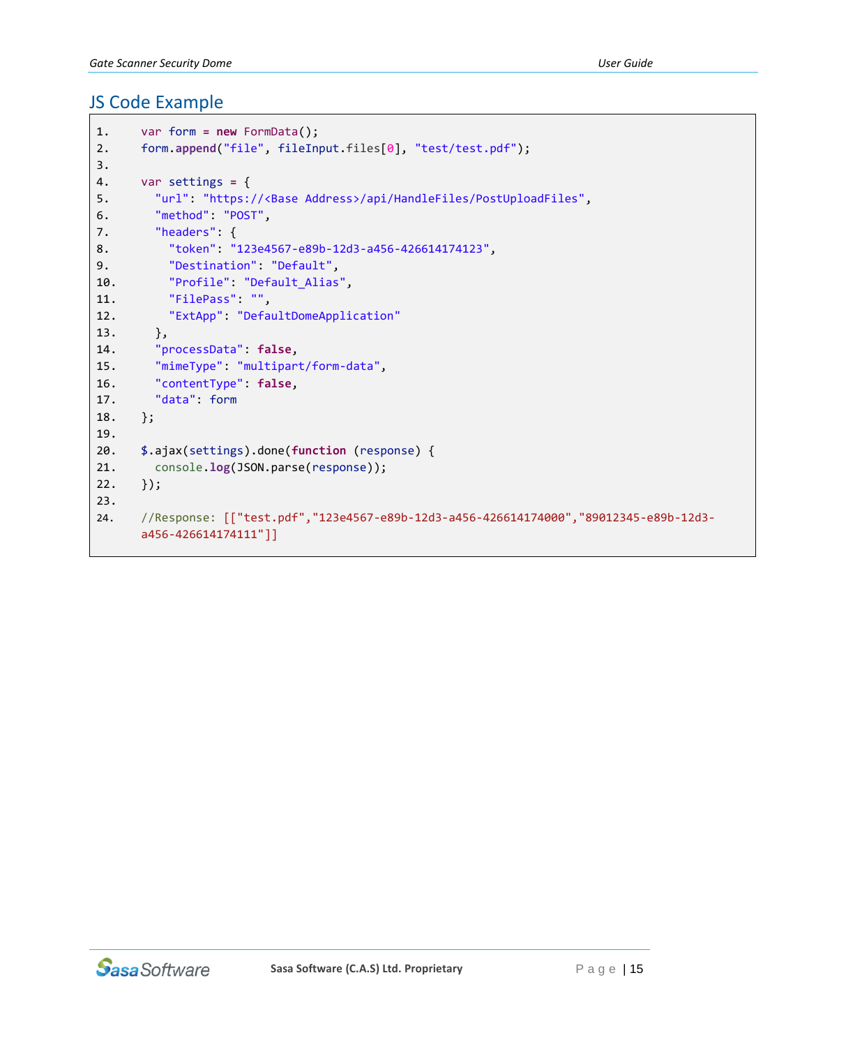## JS Code Example

```
var form = new FormData();
form.append("file", fileInput.files[0], "test/test.pdf");

var settings = {
  "url": "https://<Base Address>/api/HandleFiles/PostUploadFiles",
  "method": "POST",
  "headers": {
    "token": "123e4567-e89b-12d3-a456-426614174123",
    "Destination": "Default",
    "Profile": "Default_Alias",
    "FilePass": "",
    "ExtApp": "DefaultDomeApplication"
  },
  "processData": false,
  "mimeType": "multipart/form-data",
  "contentType": false,
  "data": form
};

$.ajax(settings).done(function (response) {
  console.log(JSON.parse(response));
});

//Response: [["test.pdf","123e4567-e89b-12d3-a456-426614174000","89012345-e89b-12d3-a456-426614174111"]]
```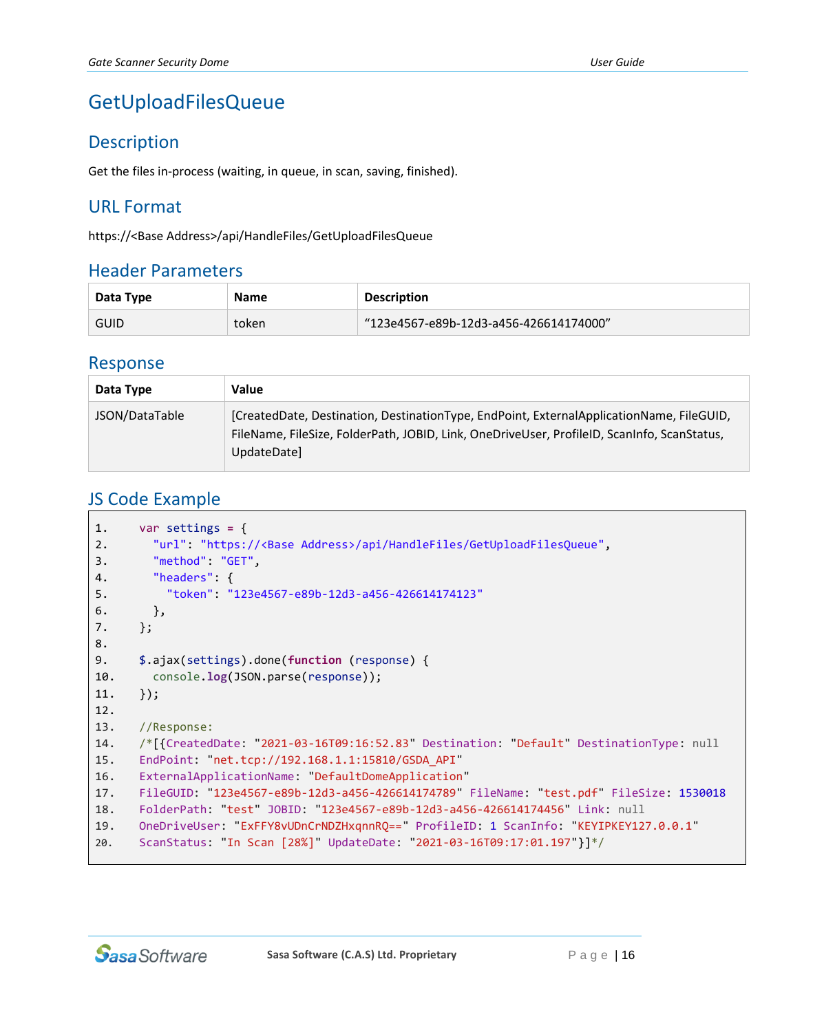# GetUploadFilesQueue

## Description

Get the files in-process (waiting, in queue, in scan, saving, finished).

## URL Format

https://<Base Address>/api/HandleFiles/GetUploadFilesQueue

## Header Parameters

| Data Type | Name | Description |
|---|---|---|
| GUID | token | “123e4567-e89b-12d3-a456-426614174000” |

## Response

| Data Type | Value |
|---|---|
| JSON/DataTable | [CreatedDate, Destination, DestinationType, EndPoint, ExternalApplicationName, FileGUID, FileName, FileSize, FolderPath, JOBID, Link, OneDriveUser, ProfileID, ScanInfo, ScanStatus, UpdateDate] |

## JS Code Example

```
1.    var settings = {
2.      "url": "https://<Base Address>/api/HandleFiles/GetUploadFilesQueue",
3.      "method": "GET",
4.      "headers": {
5.        "token": "123e4567-e89b-12d3-a456-426614174123"
6.      },
7.    };
8.
9.    $.ajax(settings).done(function (response) {
10.     console.log(JSON.parse(response));
11.   });
12.
13.   //Response:
14.   /*[{CreatedDate: "2021-03-16T09:16:52.83" Destination: "Default" DestinationType: null
15.   EndPoint: "net.tcp://192.168.1.1:15810/GSDA_API"
16.   ExternalApplicationName: "DefaultDomeApplication"
17.   FileGUID: "123e4567-e89b-12d3-a456-426614174789" FileName: "test.pdf" FileSize: 1530018
18.   FolderPath: "test" JOBID: "123e4567-e89b-12d3-a456-426614174456" Link: null
19.   OneDriveUser: "ExFFY8vUDnCrNDZHxqnnRQ==" ProfileID: 1 ScanInfo: "KEYIPKEY127.0.0.1"
20.   ScanStatus: "In Scan [28%]" UpdateDate: "2021-03-16T09:17:01.197"}]*/
```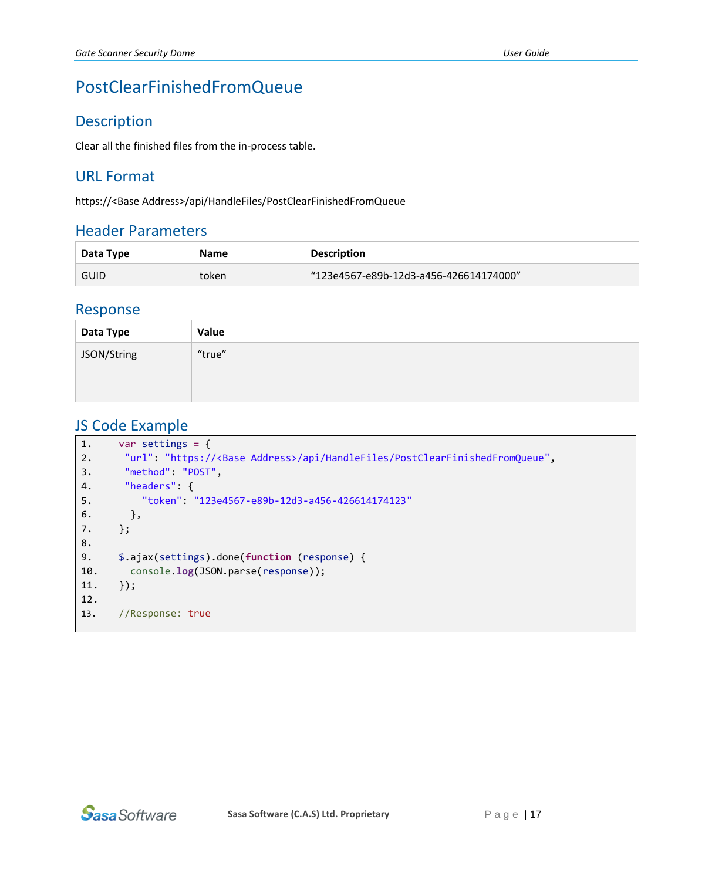# PostClearFinishedFromQueue

## Description

Clear all the finished files from the in-process table.

## URL Format

https://<Base Address>/api/HandleFiles/PostClearFinishedFromQueue

## Header Parameters

| Data Type | Name | Description |
|---|---|---|
| GUID | token | "123e4567-e89b-12d3-a456-426614174000" |

## Response

| Data Type | Value |
|---|---|
| JSON/String | "true" |

## JS Code Example

```
1.    var settings = {
2.     "url": "https://<Base Address>/api/HandleFiles/PostClearFinishedFromQueue",
3.     "method": "POST",
4.     "headers": {
5.        "token": "123e4567-e89b-12d3-a456-426614174123"
6.      },
7.    };
8.
9.    $.ajax(settings).done(function (response) {
10.     console.log(JSON.parse(response));
11.   });
12.
13.   //Response: true
```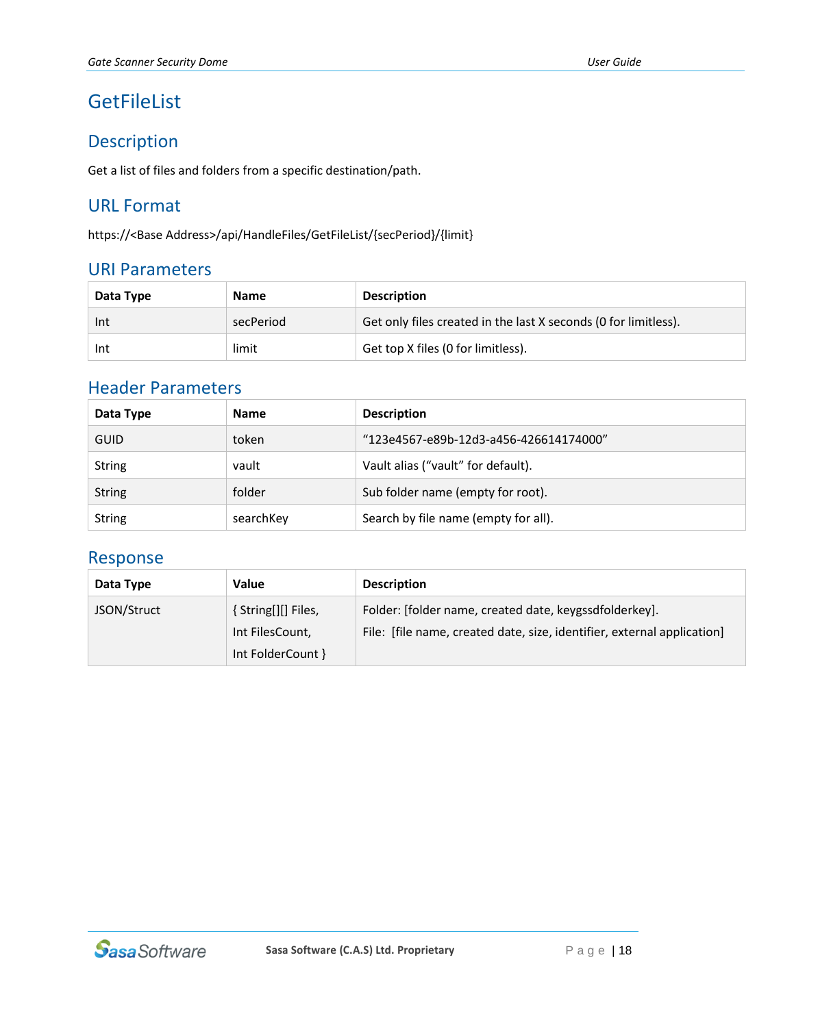# GetFileList

## Description

Get a list of files and folders from a specific destination/path.

## URL Format

https://<Base Address>/api/HandleFiles/GetFileList/{secPeriod}/{limit}

## URI Parameters

| Data Type | Name | Description |
|---|---|---|
| Int | secPeriod | Get only files created in the last X seconds (0 for limitless). |
| Int | limit | Get top X files (0 for limitless). |

## Header Parameters

| Data Type | Name | Description |
|---|---|---|
| GUID | token | "123e4567-e89b-12d3-a456-426614174000" |
| String | vault | Vault alias ("vault" for default). |
| String | folder | Sub folder name (empty for root). |
| String | searchKey | Search by file name (empty for all). |

## Response

| Data Type | Value | Description |
|---|---|---|
| JSON/Struct | { String[][] Files,<br>Int FilesCount,<br>Int FolderCount } | Folder: [folder name, created date, keygssdfolderkey].<br>File: [file name, created date, size, identifier, external application] |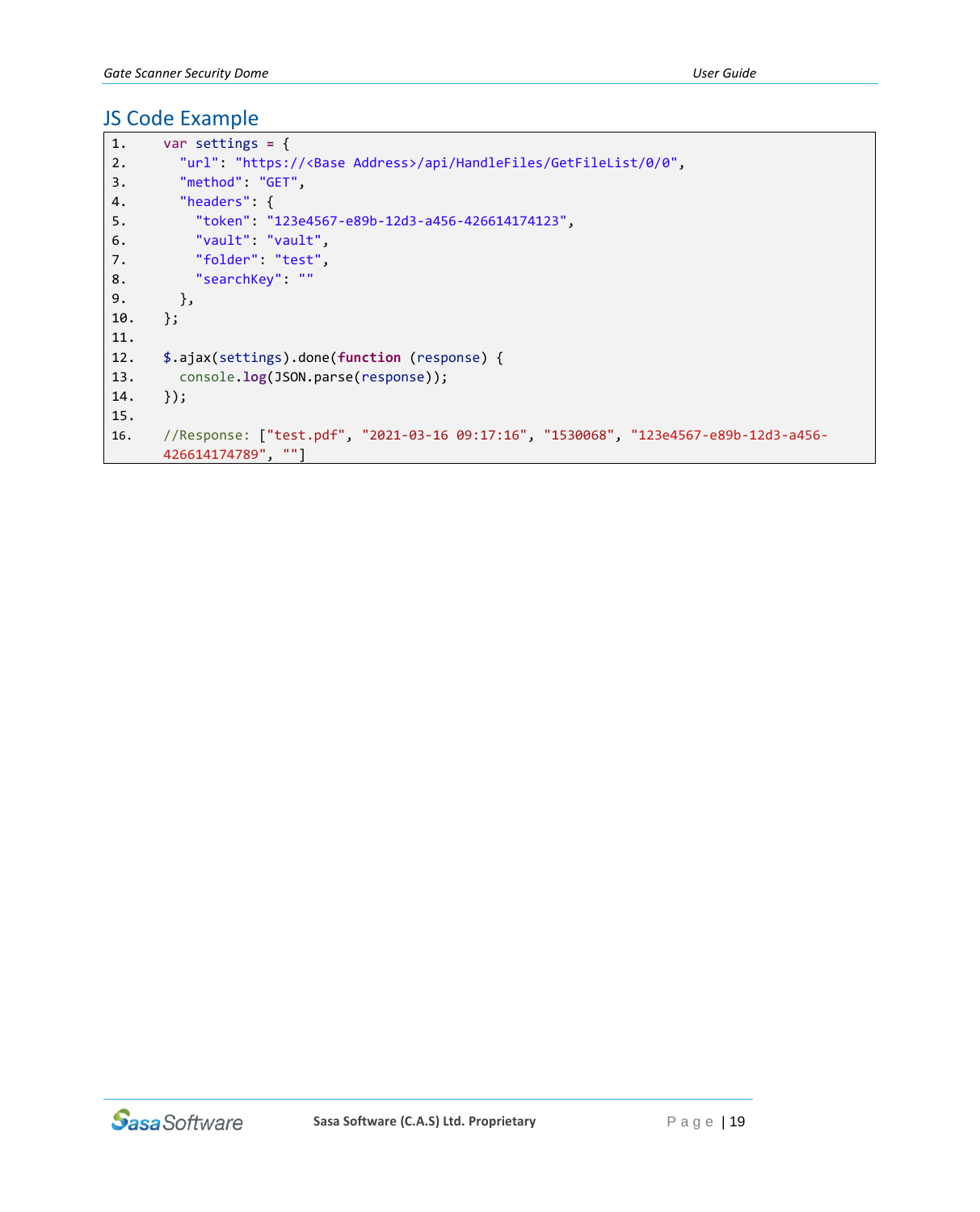## JS Code Example

```
var settings = {
  "url": "https://<Base Address>/api/HandleFiles/GetFileList/0/0",
  "method": "GET",
  "headers": {
    "token": "123e4567-e89b-12d3-a456-426614174123",
    "vault": "vault",
    "folder": "test",
    "searchKey": ""
  },
};

$.ajax(settings).done(function (response) {
  console.log(JSON.parse(response));
});

//Response: ["test.pdf", "2021-03-16 09:17:16", "1530068", "123e4567-e89b-12d3-a456-426614174789", ""]
```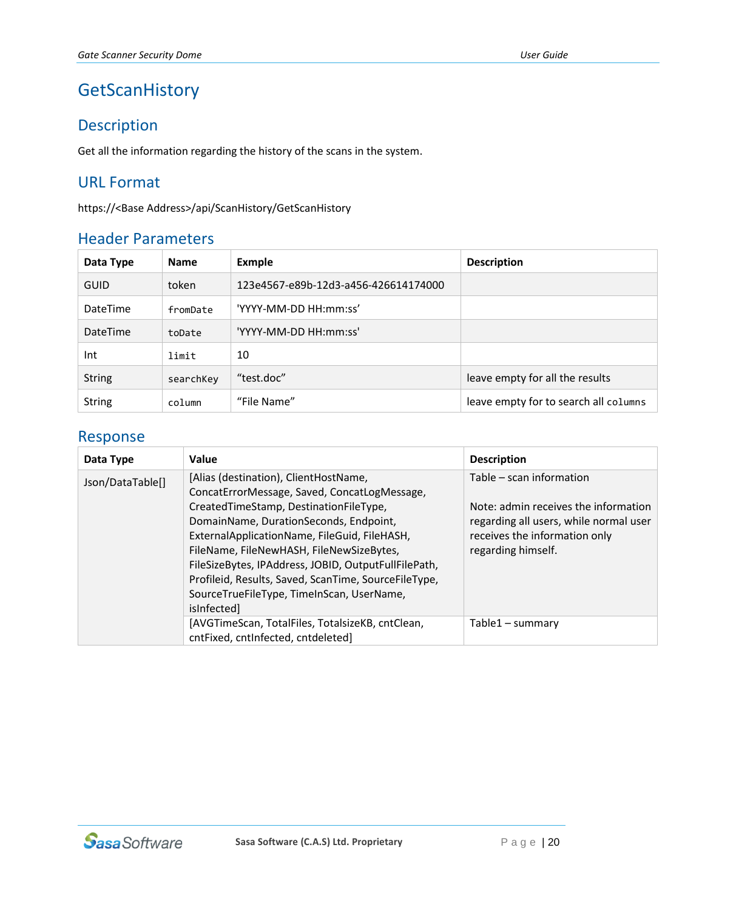# GetScanHistory

## Description

Get all the information regarding the history of the scans in the system.

## URL Format

https://<Base Address>/api/ScanHistory/GetScanHistory

## Header Parameters

| Data Type | Name | Exmple | Description |
|---|---|---|---|
| GUID | token | 123e4567-e89b-12d3-a456-426614174000 | |
| DateTime | fromDate | 'YYYY-MM-DD HH:mm:ss' | |
| DateTime | toDate | 'YYYY-MM-DD HH:mm:ss' | |
| Int | limit | 10 | |
| String | searchKey | “test.doc” | leave empty for all the results |
| String | column | “File Name” | leave empty for to search all columns |

## Response

| Data Type | Value | Description |
|---|---|---|
| Json/DataTable[] | [Alias (destination), ClientHostName, ConcatErrorMessage, Saved, ConcatLogMessage, CreatedTimeStamp, DestinationFileType, DomainName, DurationSeconds, Endpoint, ExternalApplicationName, FileGuid, FileHASH, FileName, FileNewHASH, FileNewSizeBytes, FileSizeBytes, IPAddress, JOBID, OutputFullFilePath, Profileid, Results, Saved, ScanTime, SourceFileType, SourceTrueFileType, TimeInScan, UserName, isInfected] | Table – scan information<br><br>Note: admin receives the information regarding all users, while normal user receives the information only regarding himself. |
| | [AVGTimeScan, TotalFiles, TotalsizeKB, cntClean, cntFixed, cntInfected, cntdeleted] | Table1 – summary |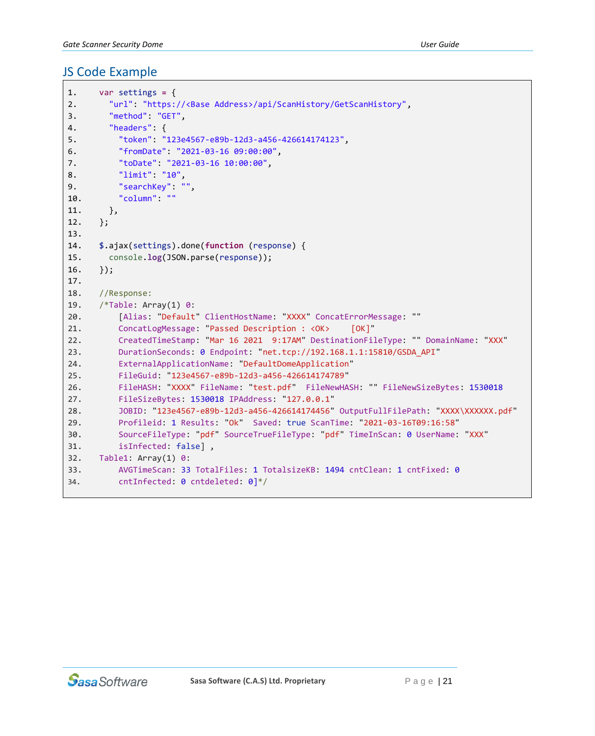## JS Code Example

```
1.    var settings = {
2.      "url": "https://<Base Address>/api/ScanHistory/GetScanHistory",
3.      "method": "GET",
4.      "headers": {
5.        "token": "123e4567-e89b-12d3-a456-426614174123",
6.        "fromDate": "2021-03-16 09:00:00",
7.        "toDate": "2021-03-16 10:00:00",
8.        "limit": "10",
9.        "searchKey": "",
10.       "column": ""
11.     },
12.   };
13.
14.   $.ajax(settings).done(function (response) {
15.     console.log(JSON.parse(response));
16.   });
17.
18.   //Response:
19.   /*Table: Array(1) 0:
20.       [Alias: "Default" ClientHostName: "XXXX" ConcatErrorMessage: ""
21.       ConcatLogMessage: "Passed Description : <OK>     [OK]"
22.       CreatedTimeStamp: "Mar 16 2021  9:17AM" DestinationFileType: "" DomainName: "XXX"
23.       DurationSeconds: 0 Endpoint: "net.tcp://192.168.1.1:15810/GSDA_API"
24.       ExternalApplicationName: "DefaultDomeApplication"
25.       FileGuid: "123e4567-e89b-12d3-a456-426614174789"
26.       FileHASH: "XXXX" FileName: "test.pdf"  FileNewHASH: "" FileNewSizeBytes: 1530018
27.       FileSizeBytes: 1530018 IPAddress: "127.0.0.1"
28.       JOBID: "123e4567-e89b-12d3-a456-426614174456" OutputFullFilePath: "XXXX\XXXXXX.pdf"
29.       Profileid: 1 Results: "Ok"  Saved: true ScanTime: "2021-03-16T09:16:58"
30.       SourceFileType: "pdf" SourceTrueFileType: "pdf" TimeInScan: 0 UserName: "XXX"
31.       isInfected: false] ,
32.   Table1: Array(1) 0:
33.       AVGTimeScan: 33 TotalFiles: 1 TotalsizeKB: 1494 cntClean: 1 cntFixed: 0
34.       cntInfected: 0 cntdeleted: 0]*/
```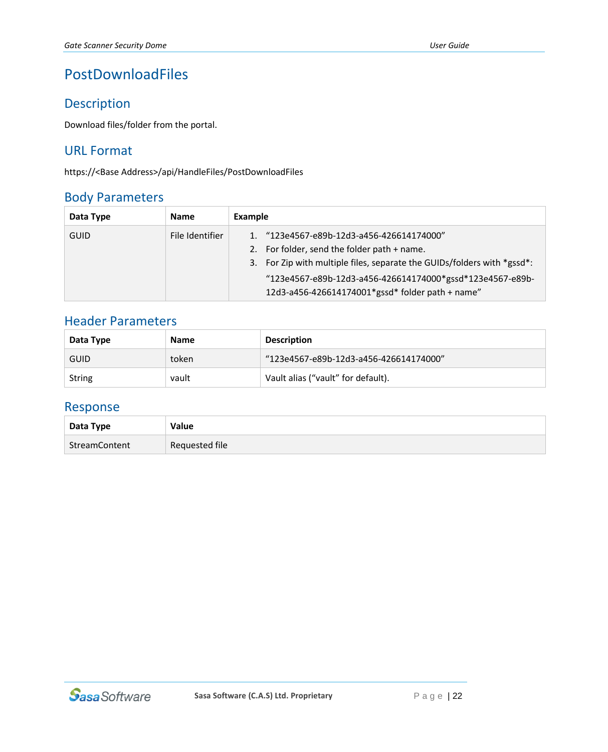# PostDownloadFiles

## Description

Download files/folder from the portal.

## URL Format

https://<Base Address>/api/HandleFiles/PostDownloadFiles

## Body Parameters

| Data Type | Name | Example |
|---|---|---|
| GUID | File Identifier | 1. "123e4567-e89b-12d3-a456-426614174000"<br>2. For folder, send the folder path + name.<br>3. For Zip with multiple files, separate the GUIDs/folders with *gssd*:<br>"123e4567-e89b-12d3-a456-426614174000*gssd*123e4567-e89b-12d3-a456-426614174001*gssd* folder path + name" |

## Header Parameters

| Data Type | Name | Description |
|---|---|---|
| GUID | token | "123e4567-e89b-12d3-a456-426614174000" |
| String | vault | Vault alias ("vault" for default). |

## Response

| Data Type | Value |
|---|---|
| StreamContent | Requested file |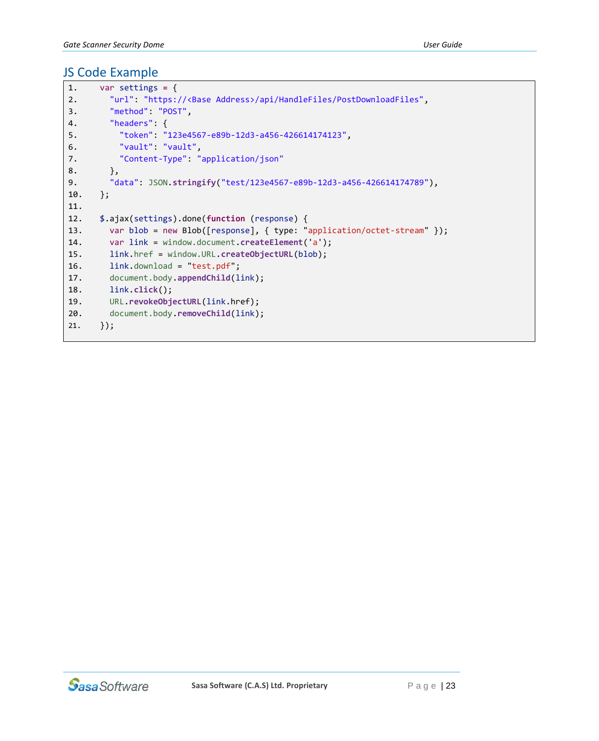## JS Code Example

```
var settings = {
  "url": "https://<Base Address>/api/HandleFiles/PostDownloadFiles",
  "method": "POST",
  "headers": {
    "token": "123e4567-e89b-12d3-a456-426614174123",
    "vault": "vault",
    "Content-Type": "application/json"
  },
  "data": JSON.stringify("test/123e4567-e89b-12d3-a456-426614174789"),
};

$.ajax(settings).done(function (response) {
  var blob = new Blob([response], { type: "application/octet-stream" });
  var link = window.document.createElement('a');
  link.href = window.URL.createObjectURL(blob);
  link.download = "test.pdf";
  document.body.appendChild(link);
  link.click();
  URL.revokeObjectURL(link.href);
  document.body.removeChild(link);
});
```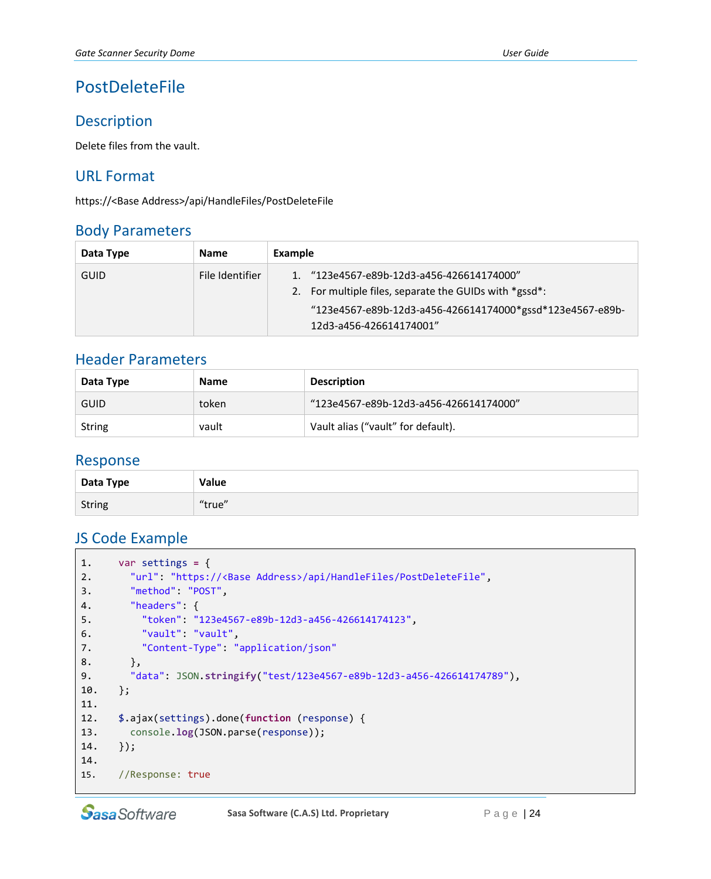# PostDeleteFile

## Description

Delete files from the vault.

## URL Format

https://<Base Address>/api/HandleFiles/PostDeleteFile

## Body Parameters

| Data Type | Name | Example |
|---|---|---|
| GUID | File Identifier | 1. "123e4567-e89b-12d3-a456-426614174000"<br>2. For multiple files, separate the GUIDs with *gssd*:<br>"123e4567-e89b-12d3-a456-426614174000*gssd*123e4567-e89b-12d3-a456-426614174001" |

## Header Parameters

| Data Type | Name | Description |
|---|---|---|
| GUID | token | "123e4567-e89b-12d3-a456-426614174000" |
| String | vault | Vault alias ("vault" for default). |

## Response

| Data Type | Value |
|---|---|
| String | "true" |

## JS Code Example

```
1.    var settings = {
2.      "url": "https://<Base Address>/api/HandleFiles/PostDeleteFile",
3.      "method": "POST",
4.      "headers": {
5.        "token": "123e4567-e89b-12d3-a456-426614174123",
6.        "vault": "vault",
7.        "Content-Type": "application/json"
8.      },
9.      "data": JSON.stringify("test/123e4567-e89b-12d3-a456-426614174789"),
10.   };
11.
12.   $.ajax(settings).done(function (response) {
13.     console.log(JSON.parse(response));
14.   });
14.
15.   //Response: true
```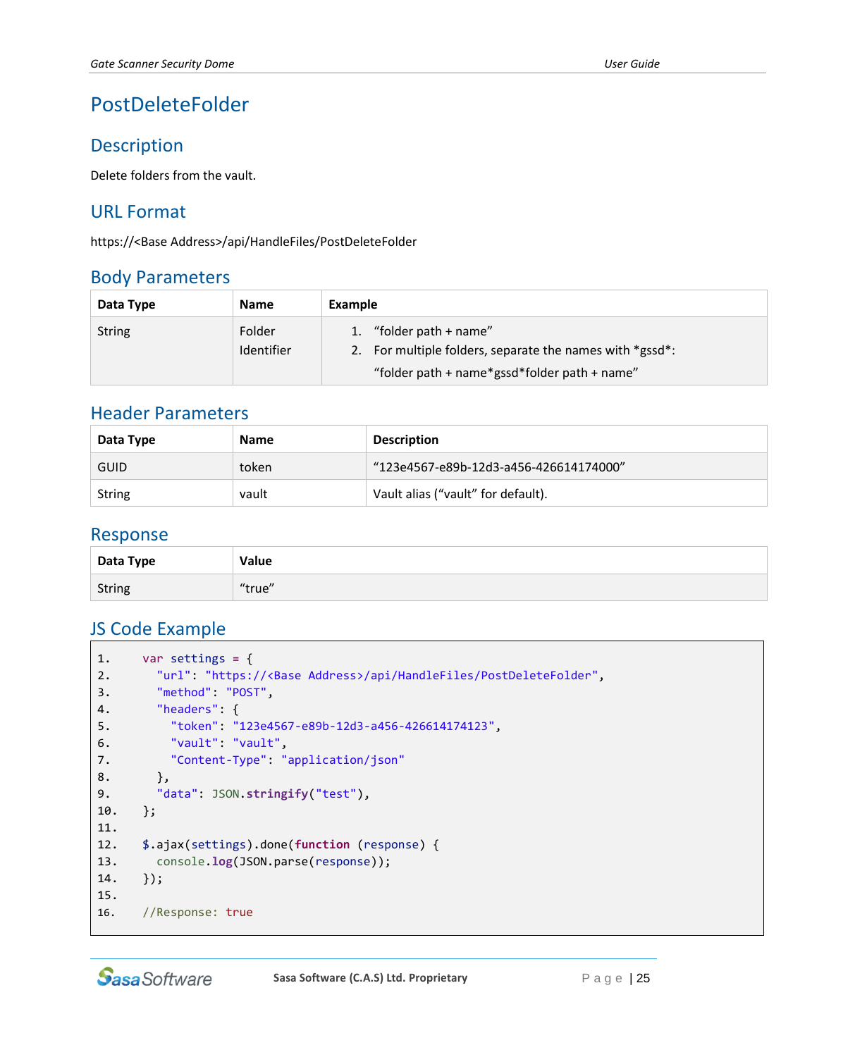# PostDeleteFolder

## Description

Delete folders from the vault.

## URL Format

https://<Base Address>/api/HandleFiles/PostDeleteFolder

## Body Parameters

| Data Type | Name | Example |
|---|---|---|
| String | Folder Identifier | 1. "folder path + name"<br>2. For multiple folders, separate the names with *gssd*:<br>"folder path + name*gssd*folder path + name" |

## Header Parameters

| Data Type | Name | Description |
|---|---|---|
| GUID | token | "123e4567-e89b-12d3-a456-426614174000" |
| String | vault | Vault alias ("vault" for default). |

## Response

| Data Type | Value |
|---|---|
| String | "true" |

## JS Code Example

```
1.    var settings = {
2.      "url": "https://<Base Address>/api/HandleFiles/PostDeleteFolder",
3.      "method": "POST",
4.      "headers": {
5.        "token": "123e4567-e89b-12d3-a456-426614174123",
6.        "vault": "vault",
7.        "Content-Type": "application/json"
8.      },
9.      "data": JSON.stringify("test"),
10.   };
11.
12.   $.ajax(settings).done(function (response) {
13.     console.log(JSON.parse(response));
14.   });
15.
16.   //Response: true
```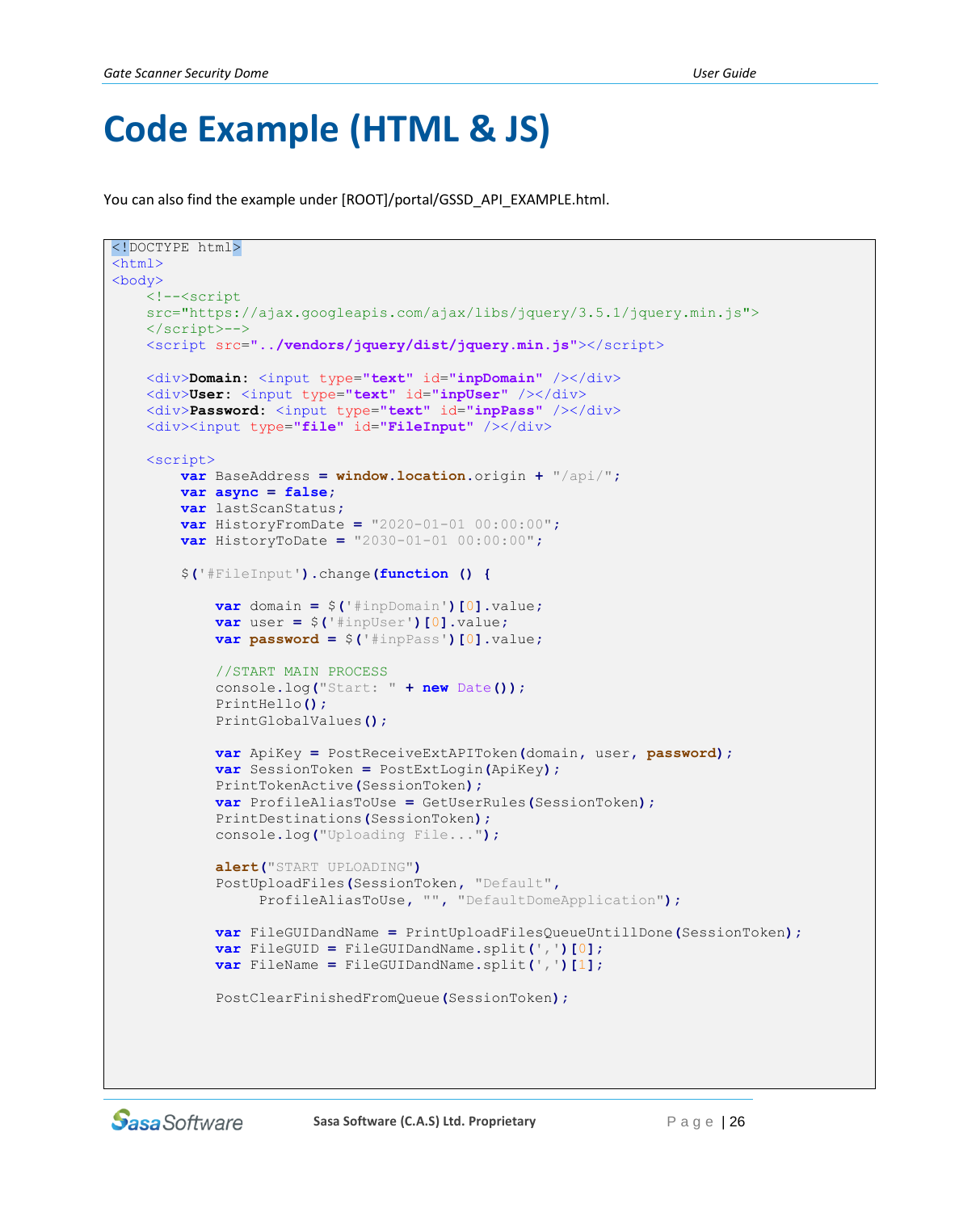# Code Example (HTML & JS)

You can also find the example under [ROOT]/portal/GSSD_API_EXAMPLE.html.

```
<!DOCTYPE html>
<html>
<body>
    <!--<script
    src="https://ajax.googleapis.com/ajax/libs/jquery/3.5.1/jquery.min.js">
    </script>-->
    <script src="../vendors/jquery/dist/jquery.min.js"></script>

    <div>Domain: <input type="text" id="inpDomain" /></div>
    <div>User: <input type="text" id="inpUser" /></div>
    <div>Password: <input type="text" id="inpPass" /></div>
    <div><input type="file" id="FileInput" /></div>

    <script>
        var BaseAddress = window.location.origin + "/api/";
        var async = false;
        var lastScanStatus;
        var HistoryFromDate = "2020-01-01 00:00:00";
        var HistoryToDate = "2030-01-01 00:00:00";

        $('#FileInput').change(function () {

            var domain = $('#inpDomain')[0].value;
            var user = $('#inpUser')[0].value;
            var password = $('#inpPass')[0].value;

            //START MAIN PROCESS
            console.log("Start: " + new Date());
            PrintHello();
            PrintGlobalValues();

            var ApiKey = PostReceiveExtAPIToken(domain, user, password);
            var SessionToken = PostExtLogin(ApiKey);
            PrintTokenActive(SessionToken);
            var ProfileAliasToUse = GetUserRules(SessionToken);
            PrintDestinations(SessionToken);
            console.log("Uploading File...");

            alert("START UPLOADING")
            PostUploadFiles(SessionToken, "Default",
                 ProfileAliasToUse, "", "DefaultDomeApplication");

            var FileGUIDandName = PrintUploadFilesQueueUntillDone(SessionToken);
            var FileGUID = FileGUIDandName.split(',')[0];
            var FileName = FileGUIDandName.split(',')[1];

            PostClearFinishedFromQueue(SessionToken);
```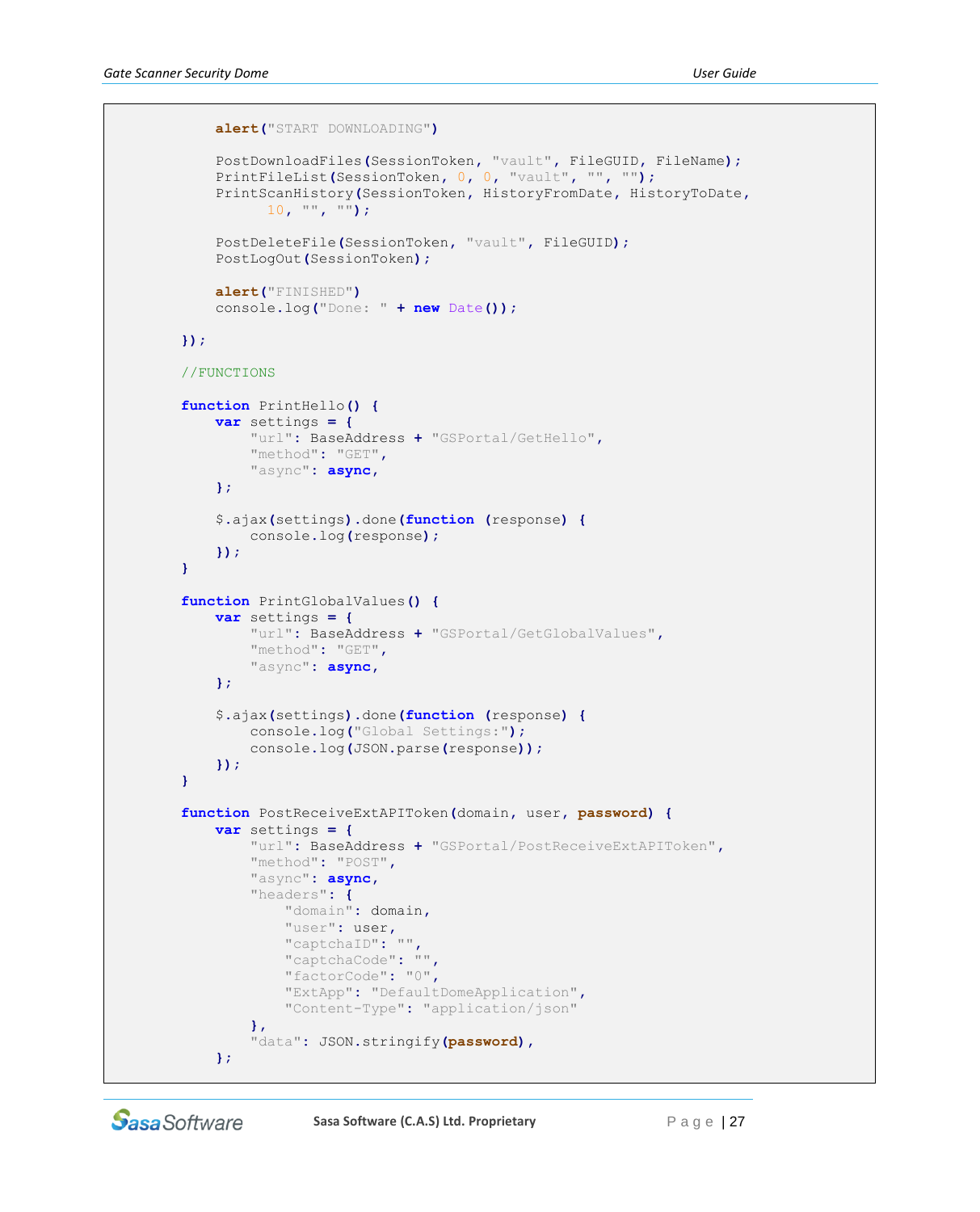```
            alert("START DOWNLOADING")

            PostDownloadFiles(SessionToken, "vault", FileGUID, FileName);
            PrintFileList(SessionToken, 0, 0, "vault", "", "");
            PrintScanHistory(SessionToken, HistoryFromDate, HistoryToDate,
                  10, "", "");

            PostDeleteFile(SessionToken, "vault", FileGUID);
            PostLogOut(SessionToken);

            alert("FINISHED")
            console.log("Done: " + new Date());

        });

        //FUNCTIONS

        function PrintHello() {
            var settings = {
                "url": BaseAddress + "GSPortal/GetHello",
                "method": "GET",
                "async": async,
            };

            $.ajax(settings).done(function (response) {
                console.log(response);
            });
        }

        function PrintGlobalValues() {
            var settings = {
                "url": BaseAddress + "GSPortal/GetGlobalValues",
                "method": "GET",
                "async": async,
            };

            $.ajax(settings).done(function (response) {
                console.log("Global Settings:");
                console.log(JSON.parse(response));
            });
        }

        function PostReceiveExtAPIToken(domain, user, password) {
            var settings = {
                "url": BaseAddress + "GSPortal/PostReceiveExtAPIToken",
                "method": "POST",
                "async": async,
                "headers": {
                    "domain": domain,
                    "user": user,
                    "captchaID": "",
                    "captchaCode": "",
                    "factorCode": "0",
                    "ExtApp": "DefaultDomeApplication",
                    "Content-Type": "application/json"
                },
                "data": JSON.stringify(password),
            };
```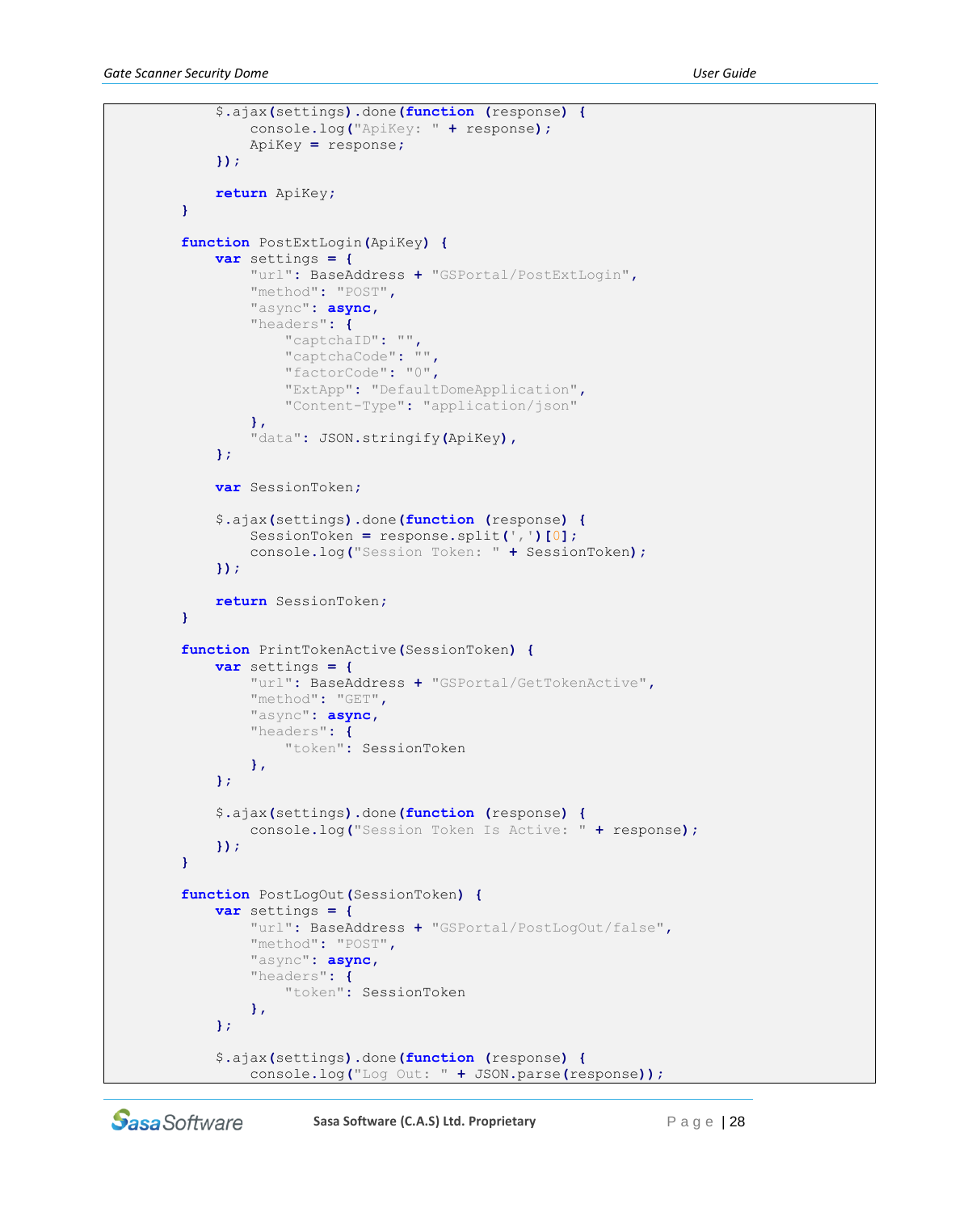```
            $.ajax(settings).done(function (response) {
                console.log("ApiKey: " + response);
                ApiKey = response;
            });

            return ApiKey;
        }

        function PostExtLogin(ApiKey) {
            var settings = {
                "url": BaseAddress + "GSPortal/PostExtLogin",
                "method": "POST",
                "async": async,
                "headers": {
                    "captchaID": "",
                    "captchaCode": "",
                    "factorCode": "0",
                    "ExtApp": "DefaultDomeApplication",
                    "Content-Type": "application/json"
                },
                "data": JSON.stringify(ApiKey),
            };

            var SessionToken;

            $.ajax(settings).done(function (response) {
                SessionToken = response.split(',')[0];
                console.log("Session Token: " + SessionToken);
            });

            return SessionToken;
        }

        function PrintTokenActive(SessionToken) {
            var settings = {
                "url": BaseAddress + "GSPortal/GetTokenActive",
                "method": "GET",
                "async": async,
                "headers": {
                    "token": SessionToken
                },
            };

            $.ajax(settings).done(function (response) {
                console.log("Session Token Is Active: " + response);
            });
        }

        function PostLogOut(SessionToken) {
            var settings = {
                "url": BaseAddress + "GSPortal/PostLogOut/false",
                "method": "POST",
                "async": async,
                "headers": {
                    "token": SessionToken
                },
            };

            $.ajax(settings).done(function (response) {
                console.log("Log Out: " + JSON.parse(response));
```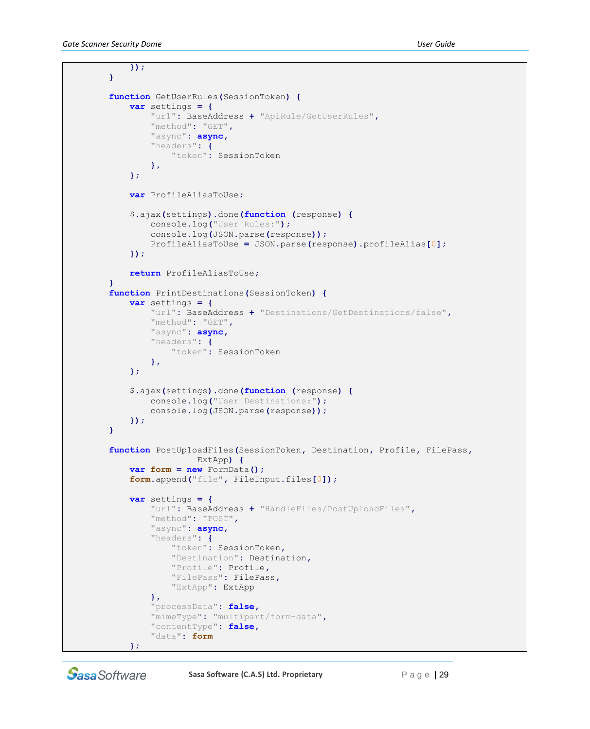```
            });
        }

        function GetUserRules(SessionToken) {
            var settings = {
                "url": BaseAddress + "ApiRule/GetUserRules",
                "method": "GET",
                "async": async,
                "headers": {
                    "token": SessionToken
                },
            };

            var ProfileAliasToUse;

            $.ajax(settings).done(function (response) {
                console.log("User Rules:");
                console.log(JSON.parse(response));
                ProfileAliasToUse = JSON.parse(response).profileAlias[0];
            });

            return ProfileAliasToUse;
        }
        function PrintDestinations(SessionToken) {
            var settings = {
                "url": BaseAddress + "Destinations/GetDestinations/false",
                "method": "GET",
                "async": async,
                "headers": {
                    "token": SessionToken
                },
            };

            $.ajax(settings).done(function (response) {
                console.log("User Destinations:");
                console.log(JSON.parse(response));
            });
        }

        function PostUploadFiles(SessionToken, Destination, Profile, FilePass,
                                 ExtApp) {
            var form = new FormData();
            form.append("file", FileInput.files[0]);

            var settings = {
                "url": BaseAddress + "HandleFiles/PostUploadFiles",
                "method": "POST",
                "async": async,
                "headers": {
                    "token": SessionToken,
                    "Destination": Destination,
                    "Profile": Profile,
                    "FilePass": FilePass,
                    "ExtApp": ExtApp
                },
                "processData": false,
                "mimeType": "multipart/form-data",
                "contentType": false,
                "data": form
            };
```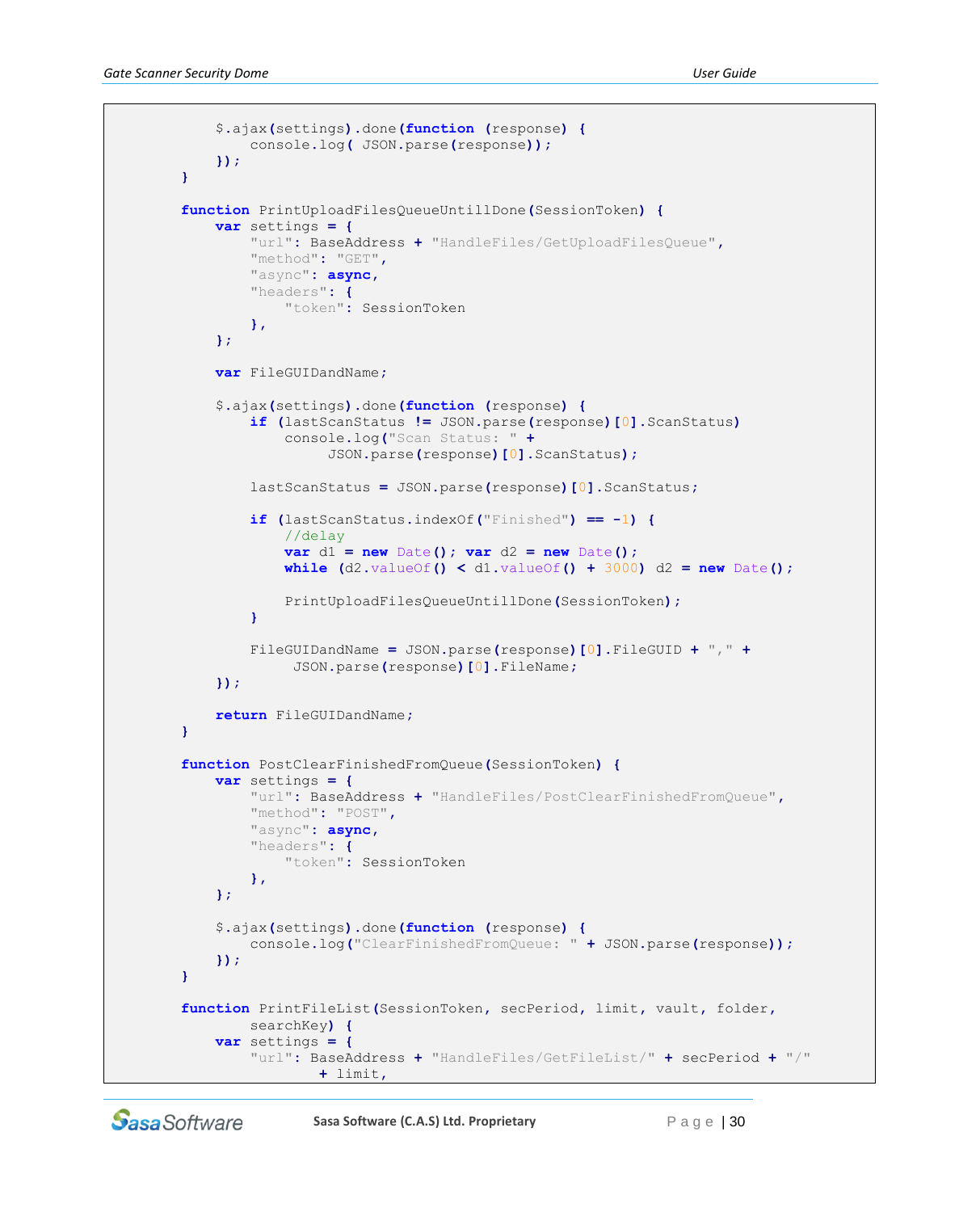```
        $.ajax(settings).done(function (response) {
            console.log( JSON.parse(response));
        });
    }

    function PrintUploadFilesQueueUntillDone(SessionToken) {
        var settings = {
            "url": BaseAddress + "HandleFiles/GetUploadFilesQueue",
            "method": "GET",
            "async": async,
            "headers": {
                "token": SessionToken
            },
        };

        var FileGUIDandName;

        $.ajax(settings).done(function (response) {
            if (lastScanStatus != JSON.parse(response)[0].ScanStatus)
                console.log("Scan Status: " +
                     JSON.parse(response)[0].ScanStatus);

            lastScanStatus = JSON.parse(response)[0].ScanStatus;

            if (lastScanStatus.indexOf("Finished") == -1) {
                //delay
                var d1 = new Date(); var d2 = new Date();
                while (d2.valueOf() < d1.valueOf() + 3000) d2 = new Date();

                PrintUploadFilesQueueUntillDone(SessionToken);
            }

            FileGUIDandName = JSON.parse(response)[0].FileGUID + "," +
                 JSON.parse(response)[0].FileName;
        });

        return FileGUIDandName;
    }

    function PostClearFinishedFromQueue(SessionToken) {
        var settings = {
            "url": BaseAddress + "HandleFiles/PostClearFinishedFromQueue",
            "method": "POST",
            "async": async,
            "headers": {
                "token": SessionToken
            },
        };

        $.ajax(settings).done(function (response) {
            console.log("ClearFinishedFromQueue: " + JSON.parse(response));
        });
    }

    function PrintFileList(SessionToken, secPeriod, limit, vault, folder,
            searchKey) {
        var settings = {
            "url": BaseAddress + "HandleFiles/GetFileList/" + secPeriod + "/"
                    + limit,
```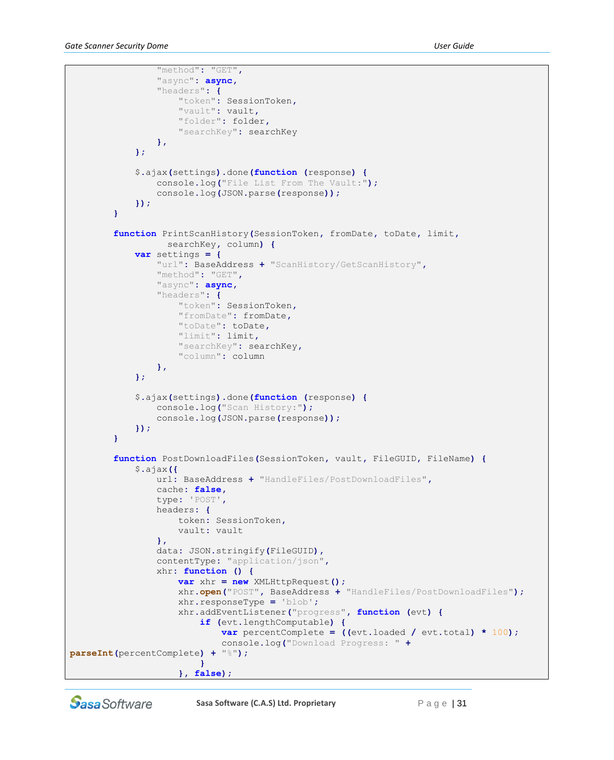```
                "method": "GET",
                "async": async,
                "headers": {
                    "token": SessionToken,
                    "vault": vault,
                    "folder": folder,
                    "searchKey": searchKey
                },
            };

            $.ajax(settings).done(function (response) {
                console.log("File List From The Vault:");
                console.log(JSON.parse(response));
            });
        }

        function PrintScanHistory(SessionToken, fromDate, toDate, limit,
                 searchKey, column) {
            var settings = {
                "url": BaseAddress + "ScanHistory/GetScanHistory",
                "method": "GET",
                "async": async,
                "headers": {
                    "token": SessionToken,
                    "fromDate": fromDate,
                    "toDate": toDate,
                    "limit": limit,
                    "searchKey": searchKey,
                    "column": column
                },
            };

            $.ajax(settings).done(function (response) {
                console.log("Scan History:");
                console.log(JSON.parse(response));
            });
        }

        function PostDownloadFiles(SessionToken, vault, FileGUID, FileName) {
            $.ajax({
                url: BaseAddress + "HandleFiles/PostDownloadFiles",
                cache: false,
                type: 'POST',
                headers: {
                    token: SessionToken,
                    vault: vault
                },
                data: JSON.stringify(FileGUID),
                contentType: "application/json",
                xhr: function () {
                    var xhr = new XMLHttpRequest();
                    xhr.open("POST", BaseAddress + "HandleFiles/PostDownloadFiles");
                    xhr.responseType = 'blob';
                    xhr.addEventListener("progress", function (evt) {
                        if (evt.lengthComputable) {
                            var percentComplete = ((evt.loaded / evt.total) * 100);
                            console.log("Download Progress: " +
parseInt(percentComplete) + "%");
                        }
                    }, false);
```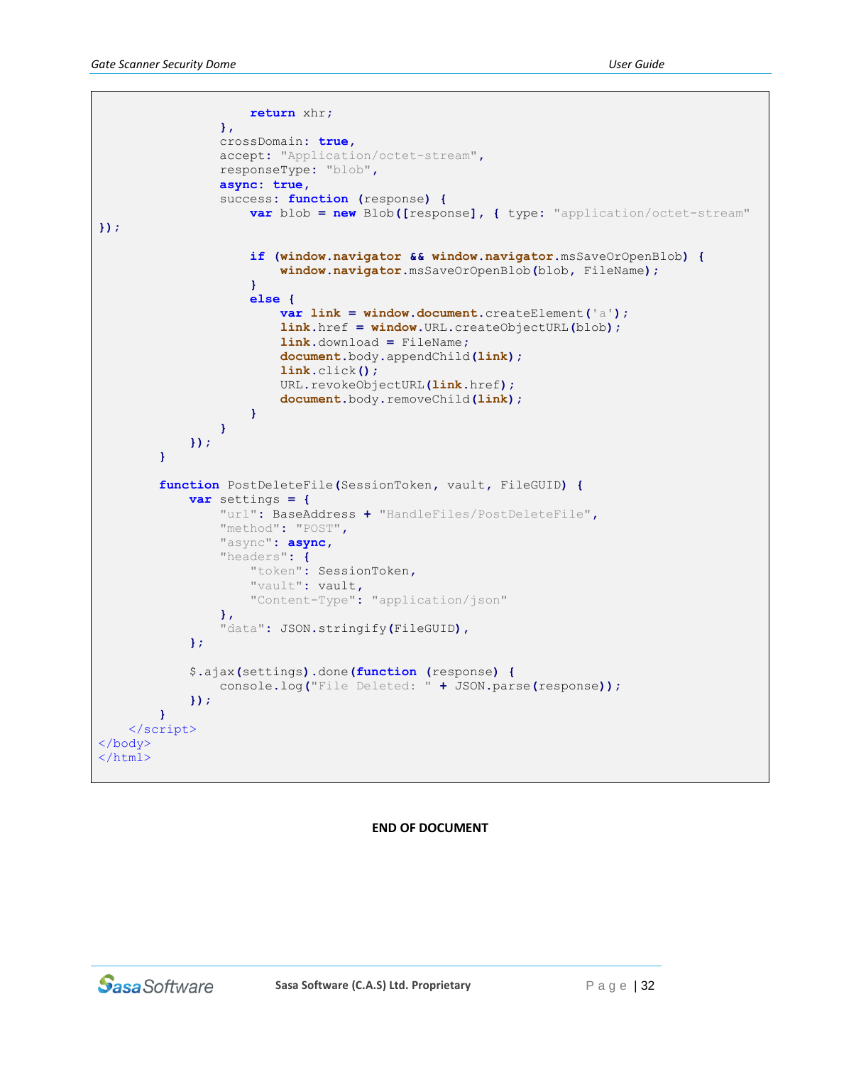```
                    return xhr;
                },
                crossDomain: true,
                accept: "Application/octet-stream",
                responseType: "blob",
                async: true,
                success: function (response) {
                    var blob = new Blob([response], { type: "application/octet-stream"
});

                    if (window.navigator && window.navigator.msSaveOrOpenBlob) {
                        window.navigator.msSaveOrOpenBlob(blob, FileName);
                    }
                    else {
                        var link = window.document.createElement('a');
                        link.href = window.URL.createObjectURL(blob);
                        link.download = FileName;
                        document.body.appendChild(link);
                        link.click();
                        URL.revokeObjectURL(link.href);
                        document.body.removeChild(link);
                    }
                }
            });
        }

        function PostDeleteFile(SessionToken, vault, FileGUID) {
            var settings = {
                "url": BaseAddress + "HandleFiles/PostDeleteFile",
                "method": "POST",
                "async": async,
                "headers": {
                    "token": SessionToken,
                    "vault": vault,
                    "Content-Type": "application/json"
                },
                "data": JSON.stringify(FileGUID),
            };

            $.ajax(settings).done(function (response) {
                console.log("File Deleted: " + JSON.parse(response));
            });
        }
    </script>
</body>
</html>
```

**END OF DOCUMENT**